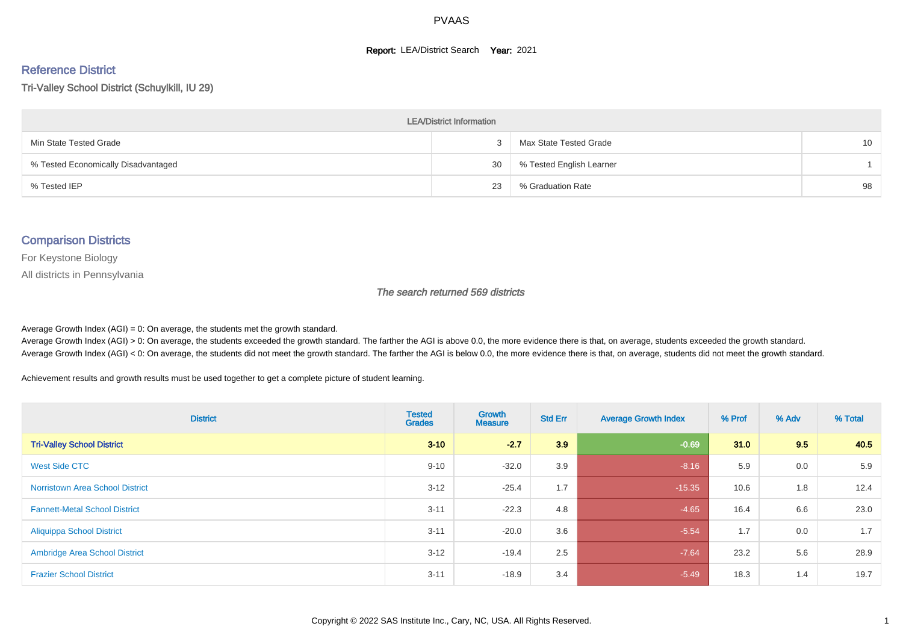# PVAAS

**Report:** LEA/District Search **Year:** 2021

## Reference District

Tri-Valley School District (Schuylkill, IU 29)

| LEA/District Information | | | |
|---|---|---|---|
| Min State Tested Grade | 3 | Max State Tested Grade | 10 |
| % Tested Economically Disadvantaged | 30 | % Tested English Learner | 1 |
| % Tested IEP | 23 | % Graduation Rate | 98 |

## Comparison Districts

For Keystone Biology

All districts in Pennsylvania

*The search returned 569 districts*

Average Growth Index (AGI) = 0: On average, the students met the growth standard.
Average Growth Index (AGI) > 0: On average, the students exceeded the growth standard. The farther the AGI is above 0.0, the more evidence there is that, on average, students exceeded the growth standard.
Average Growth Index (AGI) < 0: On average, the students did not meet the growth standard. The farther the AGI is below 0.0, the more evidence there is that, on average, students did not meet the growth standard.

Achievement results and growth results must be used together to get a complete picture of student learning.

| District | Tested Grades | Growth Measure | Std Err | Average Growth Index | % Prof | % Adv | % Total |
|---|---|---|---|---|---|---|---|
| **Tri-Valley School District** | **3-10** | **-2.7** | **3.9** | **-0.69** | **31.0** | **9.5** | **40.5** |
| West Side CTC | 9-10 | -32.0 | 3.9 | -8.16 | 5.9 | 0.0 | 5.9 |
| Norristown Area School District | 3-12 | -25.4 | 1.7 | -15.35 | 10.6 | 1.8 | 12.4 |
| Fannett-Metal School District | 3-11 | -22.3 | 4.8 | -4.65 | 16.4 | 6.6 | 23.0 |
| Aliquippa School District | 3-11 | -20.0 | 3.6 | -5.54 | 1.7 | 0.0 | 1.7 |
| Ambridge Area School District | 3-12 | -19.4 | 2.5 | -7.64 | 23.2 | 5.6 | 28.9 |
| Frazier School District | 3-11 | -18.9 | 3.4 | -5.49 | 18.3 | 1.4 | 19.7 |

Copyright © 2022 SAS Institute Inc., Cary, NC, USA. All Rights Reserved.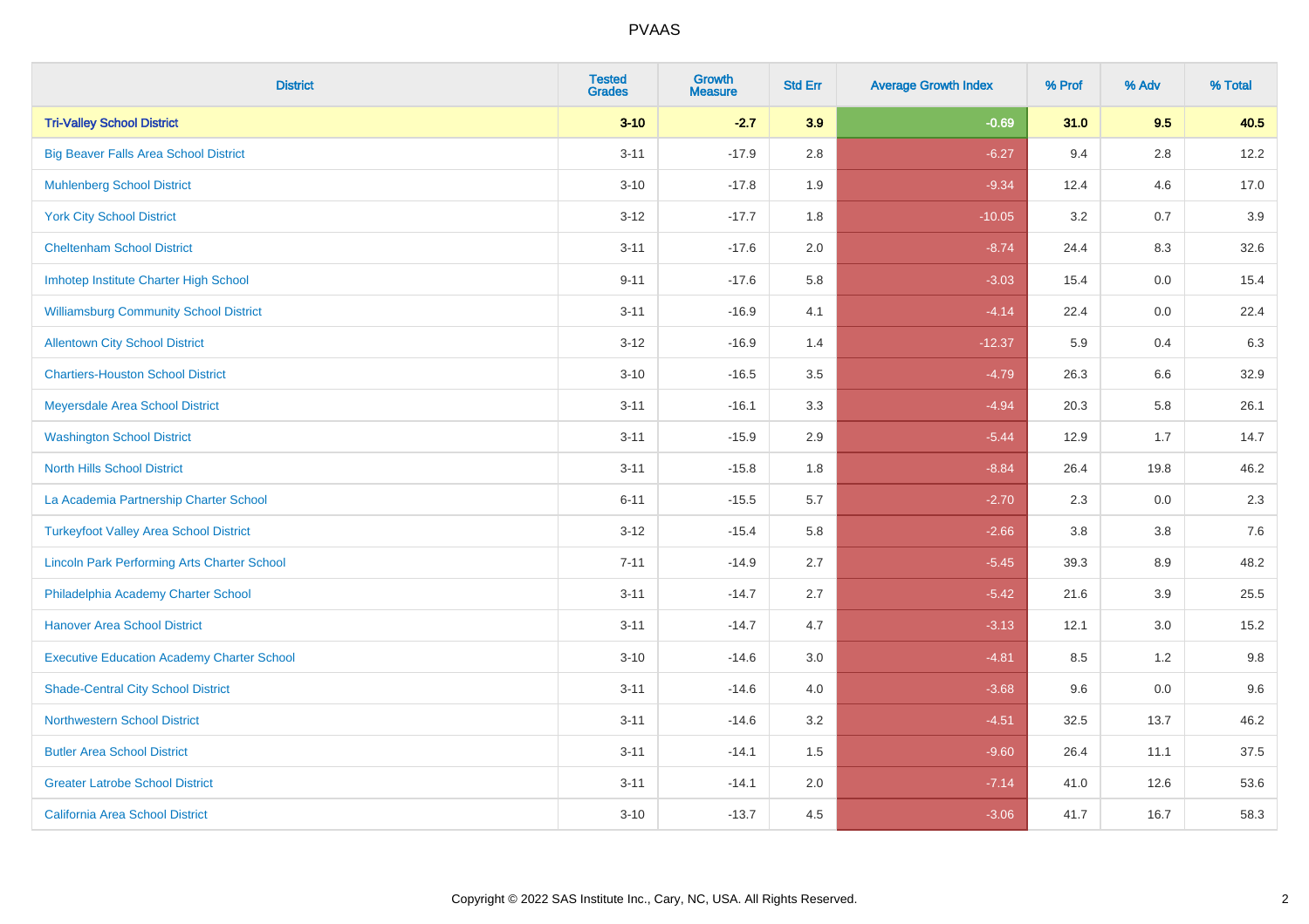# PVAAS

| District | Tested Grades | Growth Measure | Std Err | Average Growth Index | % Prof | % Adv | % Total |
|---|---|---|---|---|---|---|---|
| **Tri-Valley School District** | **3-10** | **-2.7** | **3.9** | **-0.69** | **31.0** | **9.5** | **40.5** |
| Big Beaver Falls Area School District | 3-11 | -17.9 | 2.8 | -6.27 | 9.4 | 2.8 | 12.2 |
| Muhlenberg School District | 3-10 | -17.8 | 1.9 | -9.34 | 12.4 | 4.6 | 17.0 |
| York City School District | 3-12 | -17.7 | 1.8 | -10.05 | 3.2 | 0.7 | 3.9 |
| Cheltenham School District | 3-11 | -17.6 | 2.0 | -8.74 | 24.4 | 8.3 | 32.6 |
| Imhotep Institute Charter High School | 9-11 | -17.6 | 5.8 | -3.03 | 15.4 | 0.0 | 15.4 |
| Williamsburg Community School District | 3-11 | -16.9 | 4.1 | -4.14 | 22.4 | 0.0 | 22.4 |
| Allentown City School District | 3-12 | -16.9 | 1.4 | -12.37 | 5.9 | 0.4 | 6.3 |
| Chartiers-Houston School District | 3-10 | -16.5 | 3.5 | -4.79 | 26.3 | 6.6 | 32.9 |
| Meyersdale Area School District | 3-11 | -16.1 | 3.3 | -4.94 | 20.3 | 5.8 | 26.1 |
| Washington School District | 3-11 | -15.9 | 2.9 | -5.44 | 12.9 | 1.7 | 14.7 |
| North Hills School District | 3-11 | -15.8 | 1.8 | -8.84 | 26.4 | 19.8 | 46.2 |
| La Academia Partnership Charter School | 6-11 | -15.5 | 5.7 | -2.70 | 2.3 | 0.0 | 2.3 |
| Turkeyfoot Valley Area School District | 3-12 | -15.4 | 5.8 | -2.66 | 3.8 | 3.8 | 7.6 |
| Lincoln Park Performing Arts Charter School | 7-11 | -14.9 | 2.7 | -5.45 | 39.3 | 8.9 | 48.2 |
| Philadelphia Academy Charter School | 3-11 | -14.7 | 2.7 | -5.42 | 21.6 | 3.9 | 25.5 |
| Hanover Area School District | 3-11 | -14.7 | 4.7 | -3.13 | 12.1 | 3.0 | 15.2 |
| Executive Education Academy Charter School | 3-10 | -14.6 | 3.0 | -4.81 | 8.5 | 1.2 | 9.8 |
| Shade-Central City School District | 3-11 | -14.6 | 4.0 | -3.68 | 9.6 | 0.0 | 9.6 |
| Northwestern School District | 3-11 | -14.6 | 3.2 | -4.51 | 32.5 | 13.7 | 46.2 |
| Butler Area School District | 3-11 | -14.1 | 1.5 | -9.60 | 26.4 | 11.1 | 37.5 |
| Greater Latrobe School District | 3-11 | -14.1 | 2.0 | -7.14 | 41.0 | 12.6 | 53.6 |
| California Area School District | 3-10 | -13.7 | 4.5 | -3.06 | 41.7 | 16.7 | 58.3 |

Copyright © 2022 SAS Institute Inc., Cary, NC, USA. All Rights Reserved.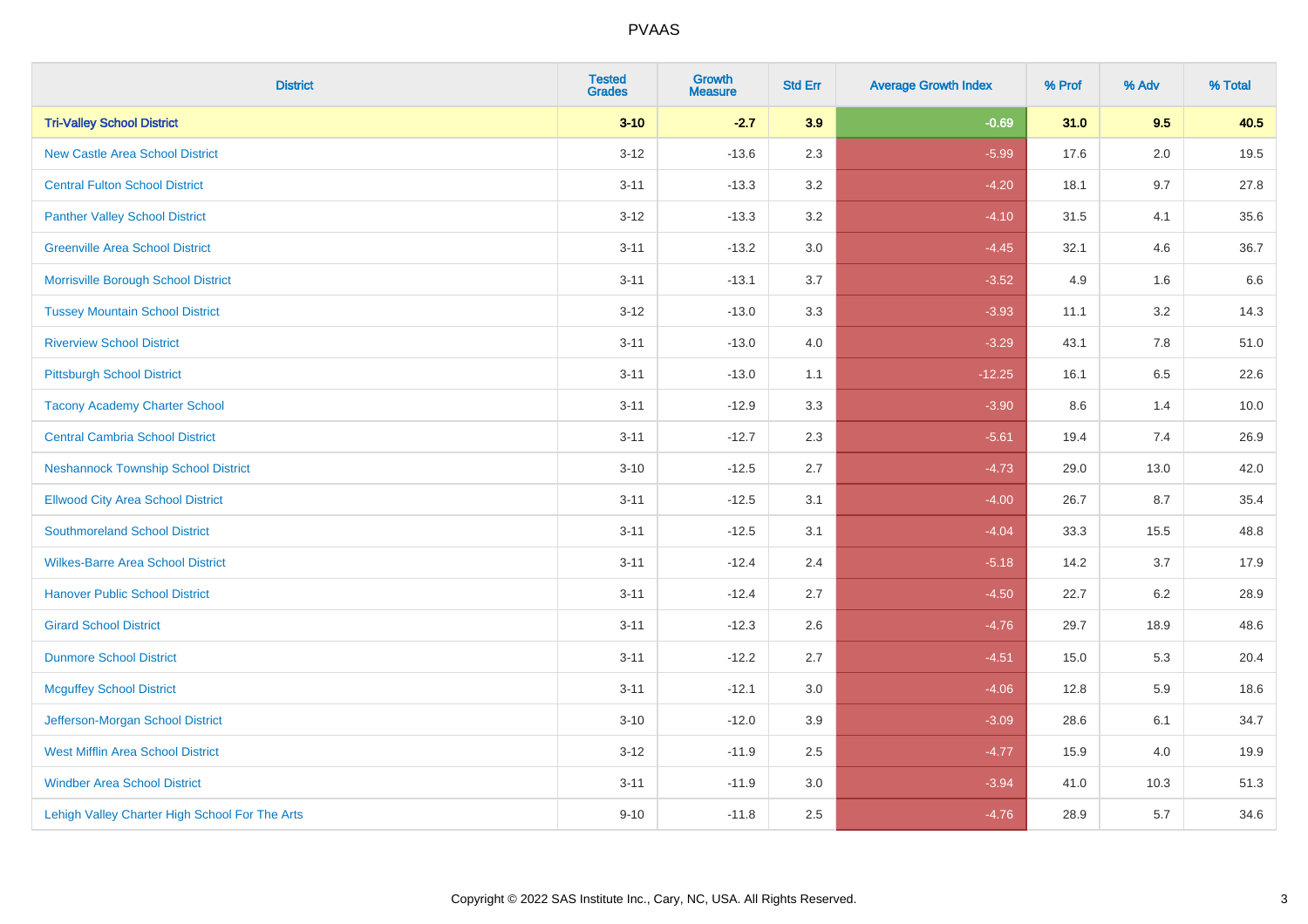# PVAAS

| District | Tested Grades | Growth Measure | Std Err | Average Growth Index | % Prof | % Adv | % Total |
|---|---|---|---|---|---|---|---|
| **Tri-Valley School District** | **3-10** | **-2.7** | **3.9** | **-0.69** | **31.0** | **9.5** | **40.5** |
| New Castle Area School District | 3-12 | -13.6 | 2.3 | -5.99 | 17.6 | 2.0 | 19.5 |
| Central Fulton School District | 3-11 | -13.3 | 3.2 | -4.20 | 18.1 | 9.7 | 27.8 |
| Panther Valley School District | 3-12 | -13.3 | 3.2 | -4.10 | 31.5 | 4.1 | 35.6 |
| Greenville Area School District | 3-11 | -13.2 | 3.0 | -4.45 | 32.1 | 4.6 | 36.7 |
| Morrisville Borough School District | 3-11 | -13.1 | 3.7 | -3.52 | 4.9 | 1.6 | 6.6 |
| Tussey Mountain School District | 3-12 | -13.0 | 3.3 | -3.93 | 11.1 | 3.2 | 14.3 |
| Riverview School District | 3-11 | -13.0 | 4.0 | -3.29 | 43.1 | 7.8 | 51.0 |
| Pittsburgh School District | 3-11 | -13.0 | 1.1 | -12.25 | 16.1 | 6.5 | 22.6 |
| Tacony Academy Charter School | 3-11 | -12.9 | 3.3 | -3.90 | 8.6 | 1.4 | 10.0 |
| Central Cambria School District | 3-11 | -12.7 | 2.3 | -5.61 | 19.4 | 7.4 | 26.9 |
| Neshannock Township School District | 3-10 | -12.5 | 2.7 | -4.73 | 29.0 | 13.0 | 42.0 |
| Ellwood City Area School District | 3-11 | -12.5 | 3.1 | -4.00 | 26.7 | 8.7 | 35.4 |
| Southmoreland School District | 3-11 | -12.5 | 3.1 | -4.04 | 33.3 | 15.5 | 48.8 |
| Wilkes-Barre Area School District | 3-11 | -12.4 | 2.4 | -5.18 | 14.2 | 3.7 | 17.9 |
| Hanover Public School District | 3-11 | -12.4 | 2.7 | -4.50 | 22.7 | 6.2 | 28.9 |
| Girard School District | 3-11 | -12.3 | 2.6 | -4.76 | 29.7 | 18.9 | 48.6 |
| Dunmore School District | 3-11 | -12.2 | 2.7 | -4.51 | 15.0 | 5.3 | 20.4 |
| Mcguffey School District | 3-11 | -12.1 | 3.0 | -4.06 | 12.8 | 5.9 | 18.6 |
| Jefferson-Morgan School District | 3-10 | -12.0 | 3.9 | -3.09 | 28.6 | 6.1 | 34.7 |
| West Mifflin Area School District | 3-12 | -11.9 | 2.5 | -4.77 | 15.9 | 4.0 | 19.9 |
| Windber Area School District | 3-11 | -11.9 | 3.0 | -3.94 | 41.0 | 10.3 | 51.3 |
| Lehigh Valley Charter High School For The Arts | 9-10 | -11.8 | 2.5 | -4.76 | 28.9 | 5.7 | 34.6 |

Copyright © 2022 SAS Institute Inc., Cary, NC, USA. All Rights Reserved.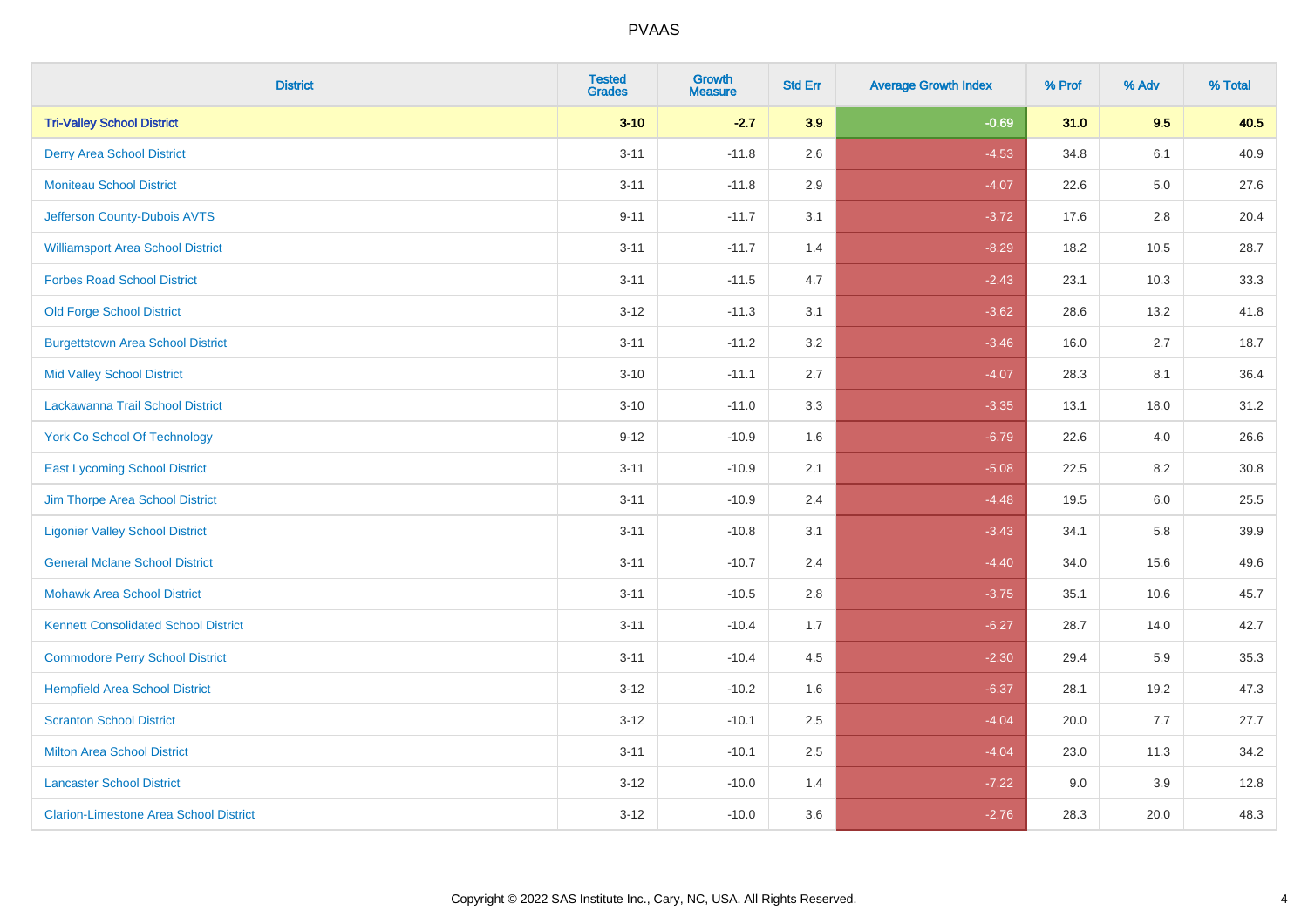PVAAS

| District | Tested Grades | Growth Measure | Std Err | Average Growth Index | % Prof | % Adv | % Total |
|---|---|---|---|---|---|---|---|
| **Tri-Valley School District** | **3-10** | **-2.7** | **3.9** | **-0.69** | **31.0** | **9.5** | **40.5** |
| Derry Area School District | 3-11 | -11.8 | 2.6 | -4.53 | 34.8 | 6.1 | 40.9 |
| Moniteau School District | 3-11 | -11.8 | 2.9 | -4.07 | 22.6 | 5.0 | 27.6 |
| Jefferson County-Dubois AVTS | 9-11 | -11.7 | 3.1 | -3.72 | 17.6 | 2.8 | 20.4 |
| Williamsport Area School District | 3-11 | -11.7 | 1.4 | -8.29 | 18.2 | 10.5 | 28.7 |
| Forbes Road School District | 3-11 | -11.5 | 4.7 | -2.43 | 23.1 | 10.3 | 33.3 |
| Old Forge School District | 3-12 | -11.3 | 3.1 | -3.62 | 28.6 | 13.2 | 41.8 |
| Burgettstown Area School District | 3-11 | -11.2 | 3.2 | -3.46 | 16.0 | 2.7 | 18.7 |
| Mid Valley School District | 3-10 | -11.1 | 2.7 | -4.07 | 28.3 | 8.1 | 36.4 |
| Lackawanna Trail School District | 3-10 | -11.0 | 3.3 | -3.35 | 13.1 | 18.0 | 31.2 |
| York Co School Of Technology | 9-12 | -10.9 | 1.6 | -6.79 | 22.6 | 4.0 | 26.6 |
| East Lycoming School District | 3-11 | -10.9 | 2.1 | -5.08 | 22.5 | 8.2 | 30.8 |
| Jim Thorpe Area School District | 3-11 | -10.9 | 2.4 | -4.48 | 19.5 | 6.0 | 25.5 |
| Ligonier Valley School District | 3-11 | -10.8 | 3.1 | -3.43 | 34.1 | 5.8 | 39.9 |
| General Mclane School District | 3-11 | -10.7 | 2.4 | -4.40 | 34.0 | 15.6 | 49.6 |
| Mohawk Area School District | 3-11 | -10.5 | 2.8 | -3.75 | 35.1 | 10.6 | 45.7 |
| Kennett Consolidated School District | 3-11 | -10.4 | 1.7 | -6.27 | 28.7 | 14.0 | 42.7 |
| Commodore Perry School District | 3-11 | -10.4 | 4.5 | -2.30 | 29.4 | 5.9 | 35.3 |
| Hempfield Area School District | 3-12 | -10.2 | 1.6 | -6.37 | 28.1 | 19.2 | 47.3 |
| Scranton School District | 3-12 | -10.1 | 2.5 | -4.04 | 20.0 | 7.7 | 27.7 |
| Milton Area School District | 3-11 | -10.1 | 2.5 | -4.04 | 23.0 | 11.3 | 34.2 |
| Lancaster School District | 3-12 | -10.0 | 1.4 | -7.22 | 9.0 | 3.9 | 12.8 |
| Clarion-Limestone Area School District | 3-12 | -10.0 | 3.6 | -2.76 | 28.3 | 20.0 | 48.3 |

Copyright © 2022 SAS Institute Inc., Cary, NC, USA. All Rights Reserved.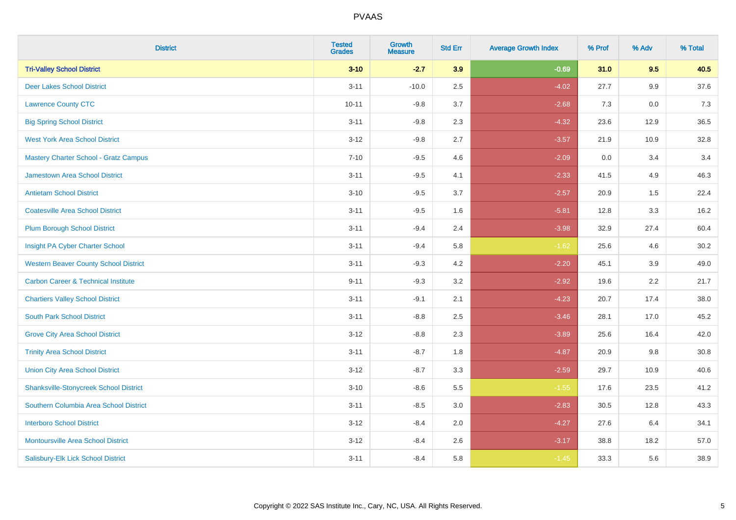# PVAAS

| District | Tested Grades | Growth Measure | Std Err | Average Growth Index | % Prof | % Adv | % Total |
|---|---|---|---|---|---|---|---|
| **Tri-Valley School District** | **3-10** | **-2.7** | **3.9** | **-0.69** | **31.0** | **9.5** | **40.5** |
| Deer Lakes School District | 3-11 | -10.0 | 2.5 | -4.02 | 27.7 | 9.9 | 37.6 |
| Lawrence County CTC | 10-11 | -9.8 | 3.7 | -2.68 | 7.3 | 0.0 | 7.3 |
| Big Spring School District | 3-11 | -9.8 | 2.3 | -4.32 | 23.6 | 12.9 | 36.5 |
| West York Area School District | 3-12 | -9.8 | 2.7 | -3.57 | 21.9 | 10.9 | 32.8 |
| Mastery Charter School - Gratz Campus | 7-10 | -9.5 | 4.6 | -2.09 | 0.0 | 3.4 | 3.4 |
| Jamestown Area School District | 3-11 | -9.5 | 4.1 | -2.33 | 41.5 | 4.9 | 46.3 |
| Antietam School District | 3-10 | -9.5 | 3.7 | -2.57 | 20.9 | 1.5 | 22.4 |
| Coatesville Area School District | 3-11 | -9.5 | 1.6 | -5.81 | 12.8 | 3.3 | 16.2 |
| Plum Borough School District | 3-11 | -9.4 | 2.4 | -3.98 | 32.9 | 27.4 | 60.4 |
| Insight PA Cyber Charter School | 3-11 | -9.4 | 5.8 | -1.62 | 25.6 | 4.6 | 30.2 |
| Western Beaver County School District | 3-11 | -9.3 | 4.2 | -2.20 | 45.1 | 3.9 | 49.0 |
| Carbon Career & Technical Institute | 9-11 | -9.3 | 3.2 | -2.92 | 19.6 | 2.2 | 21.7 |
| Chartiers Valley School District | 3-11 | -9.1 | 2.1 | -4.23 | 20.7 | 17.4 | 38.0 |
| South Park School District | 3-11 | -8.8 | 2.5 | -3.46 | 28.1 | 17.0 | 45.2 |
| Grove City Area School District | 3-12 | -8.8 | 2.3 | -3.89 | 25.6 | 16.4 | 42.0 |
| Trinity Area School District | 3-11 | -8.7 | 1.8 | -4.87 | 20.9 | 9.8 | 30.8 |
| Union City Area School District | 3-12 | -8.7 | 3.3 | -2.59 | 29.7 | 10.9 | 40.6 |
| Shanksville-Stonycreek School District | 3-10 | -8.6 | 5.5 | -1.55 | 17.6 | 23.5 | 41.2 |
| Southern Columbia Area School District | 3-11 | -8.5 | 3.0 | -2.83 | 30.5 | 12.8 | 43.3 |
| Interboro School District | 3-12 | -8.4 | 2.0 | -4.27 | 27.6 | 6.4 | 34.1 |
| Montoursville Area School District | 3-12 | -8.4 | 2.6 | -3.17 | 38.8 | 18.2 | 57.0 |
| Salisbury-Elk Lick School District | 3-11 | -8.4 | 5.8 | -1.45 | 33.3 | 5.6 | 38.9 |

Copyright © 2022 SAS Institute Inc., Cary, NC, USA. All Rights Reserved.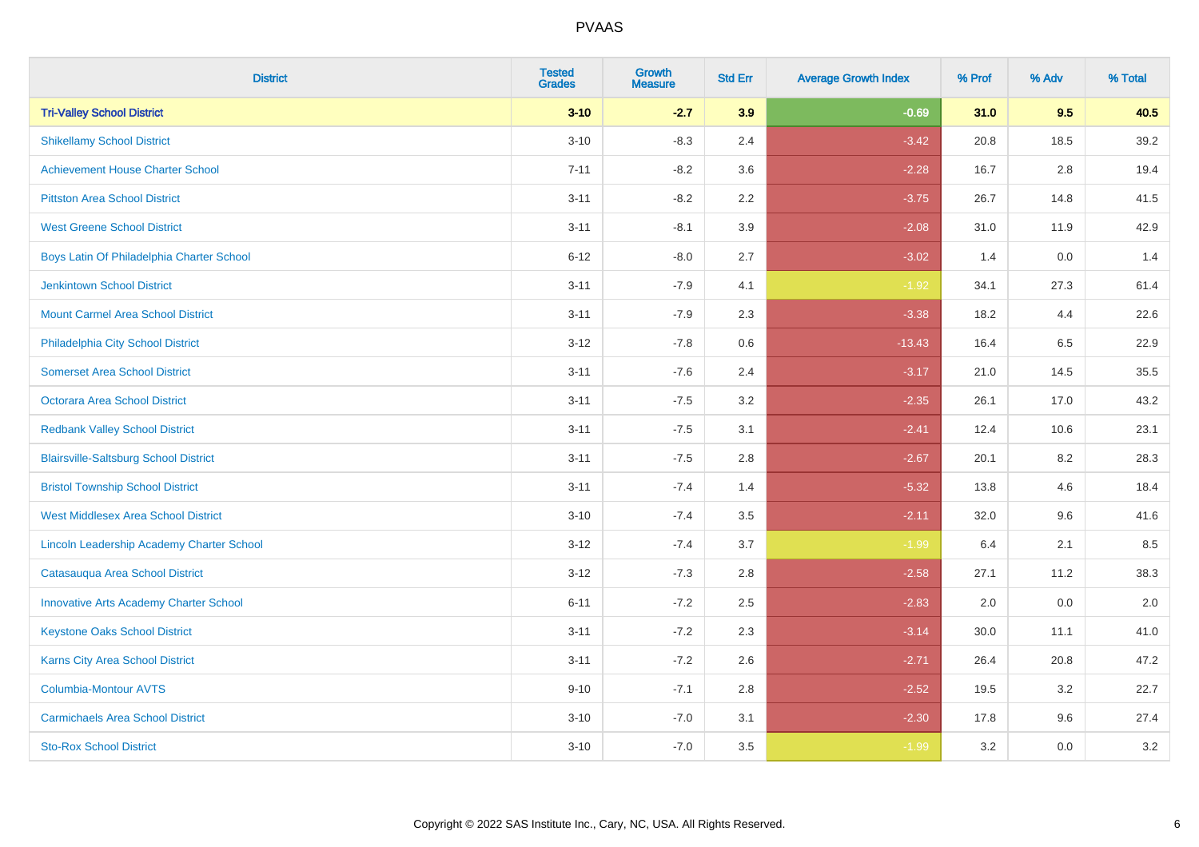| District | Tested Grades | Growth Measure | Std Err | Average Growth Index | % Prof | % Adv | % Total |
|---|---|---|---|---|---|---|---|
| **Tri-Valley School District** | **3-10** | **-2.7** | **3.9** | **-0.69** | **31.0** | **9.5** | **40.5** |
| Shikellamy School District | 3-10 | -8.3 | 2.4 | -3.42 | 20.8 | 18.5 | 39.2 |
| Achievement House Charter School | 7-11 | -8.2 | 3.6 | -2.28 | 16.7 | 2.8 | 19.4 |
| Pittston Area School District | 3-11 | -8.2 | 2.2 | -3.75 | 26.7 | 14.8 | 41.5 |
| West Greene School District | 3-11 | -8.1 | 3.9 | -2.08 | 31.0 | 11.9 | 42.9 |
| Boys Latin Of Philadelphia Charter School | 6-12 | -8.0 | 2.7 | -3.02 | 1.4 | 0.0 | 1.4 |
| Jenkintown School District | 3-11 | -7.9 | 4.1 | -1.92 | 34.1 | 27.3 | 61.4 |
| Mount Carmel Area School District | 3-11 | -7.9 | 2.3 | -3.38 | 18.2 | 4.4 | 22.6 |
| Philadelphia City School District | 3-12 | -7.8 | 0.6 | -13.43 | 16.4 | 6.5 | 22.9 |
| Somerset Area School District | 3-11 | -7.6 | 2.4 | -3.17 | 21.0 | 14.5 | 35.5 |
| Octorara Area School District | 3-11 | -7.5 | 3.2 | -2.35 | 26.1 | 17.0 | 43.2 |
| Redbank Valley School District | 3-11 | -7.5 | 3.1 | -2.41 | 12.4 | 10.6 | 23.1 |
| Blairsville-Saltsburg School District | 3-11 | -7.5 | 2.8 | -2.67 | 20.1 | 8.2 | 28.3 |
| Bristol Township School District | 3-11 | -7.4 | 1.4 | -5.32 | 13.8 | 4.6 | 18.4 |
| West Middlesex Area School District | 3-10 | -7.4 | 3.5 | -2.11 | 32.0 | 9.6 | 41.6 |
| Lincoln Leadership Academy Charter School | 3-12 | -7.4 | 3.7 | -1.99 | 6.4 | 2.1 | 8.5 |
| Catasauqua Area School District | 3-12 | -7.3 | 2.8 | -2.58 | 27.1 | 11.2 | 38.3 |
| Innovative Arts Academy Charter School | 6-11 | -7.2 | 2.5 | -2.83 | 2.0 | 0.0 | 2.0 |
| Keystone Oaks School District | 3-11 | -7.2 | 2.3 | -3.14 | 30.0 | 11.1 | 41.0 |
| Karns City Area School District | 3-11 | -7.2 | 2.6 | -2.71 | 26.4 | 20.8 | 47.2 |
| Columbia-Montour AVTS | 9-10 | -7.1 | 2.8 | -2.52 | 19.5 | 3.2 | 22.7 |
| Carmichaels Area School District | 3-10 | -7.0 | 3.1 | -2.30 | 17.8 | 9.6 | 27.4 |
| Sto-Rox School District | 3-10 | -7.0 | 3.5 | -1.99 | 3.2 | 0.0 | 3.2 |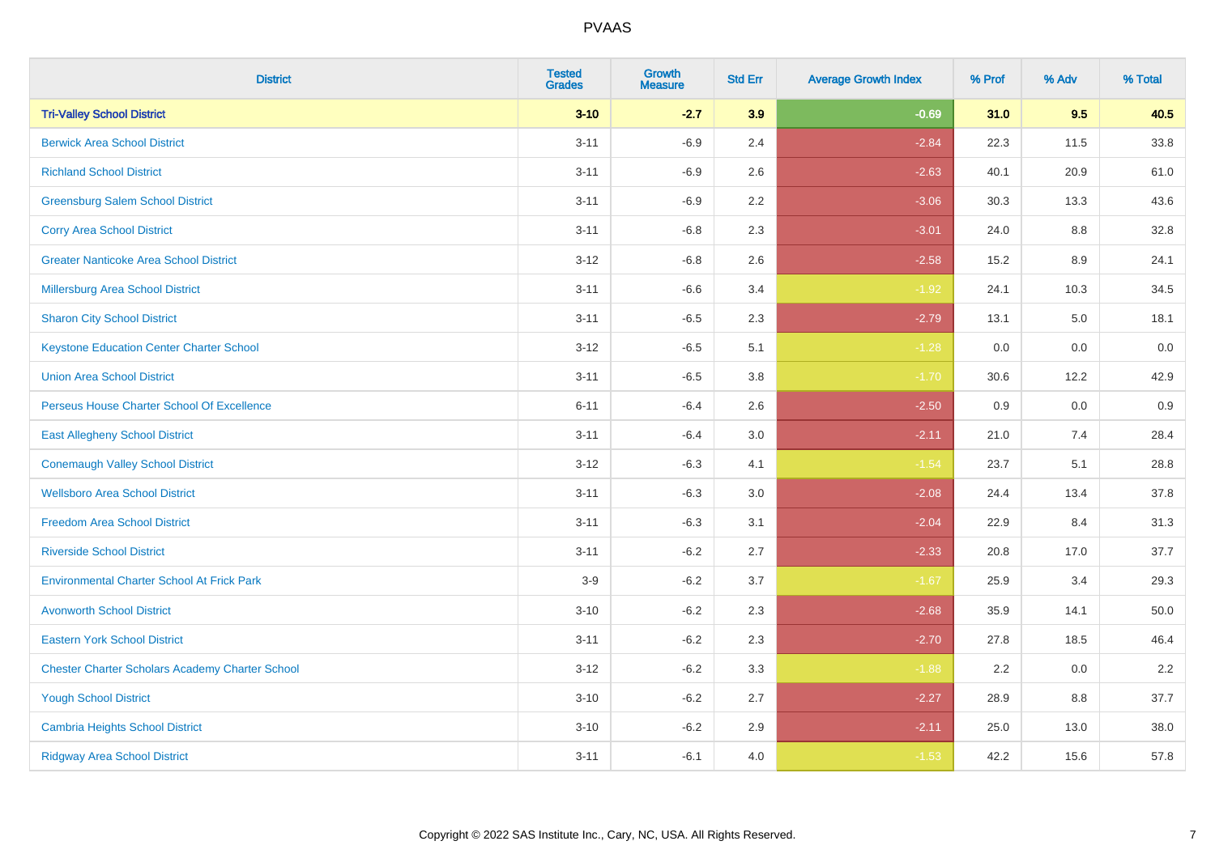| District | Tested Grades | Growth Measure | Std Err | Average Growth Index | % Prof | % Adv | % Total |
|---|---|---|---|---|---|---|---|
| **Tri-Valley School District** | **3-10** | **-2.7** | **3.9** | **-0.69** | **31.0** | **9.5** | **40.5** |
| Berwick Area School District | 3-11 | -6.9 | 2.4 | -2.84 | 22.3 | 11.5 | 33.8 |
| Richland School District | 3-11 | -6.9 | 2.6 | -2.63 | 40.1 | 20.9 | 61.0 |
| Greensburg Salem School District | 3-11 | -6.9 | 2.2 | -3.06 | 30.3 | 13.3 | 43.6 |
| Corry Area School District | 3-11 | -6.8 | 2.3 | -3.01 | 24.0 | 8.8 | 32.8 |
| Greater Nanticoke Area School District | 3-12 | -6.8 | 2.6 | -2.58 | 15.2 | 8.9 | 24.1 |
| Millersburg Area School District | 3-11 | -6.6 | 3.4 | -1.92 | 24.1 | 10.3 | 34.5 |
| Sharon City School District | 3-11 | -6.5 | 2.3 | -2.79 | 13.1 | 5.0 | 18.1 |
| Keystone Education Center Charter School | 3-12 | -6.5 | 5.1 | -1.28 | 0.0 | 0.0 | 0.0 |
| Union Area School District | 3-11 | -6.5 | 3.8 | -1.70 | 30.6 | 12.2 | 42.9 |
| Perseus House Charter School Of Excellence | 6-11 | -6.4 | 2.6 | -2.50 | 0.9 | 0.0 | 0.9 |
| East Allegheny School District | 3-11 | -6.4 | 3.0 | -2.11 | 21.0 | 7.4 | 28.4 |
| Conemaugh Valley School District | 3-12 | -6.3 | 4.1 | -1.54 | 23.7 | 5.1 | 28.8 |
| Wellsboro Area School District | 3-11 | -6.3 | 3.0 | -2.08 | 24.4 | 13.4 | 37.8 |
| Freedom Area School District | 3-11 | -6.3 | 3.1 | -2.04 | 22.9 | 8.4 | 31.3 |
| Riverside School District | 3-11 | -6.2 | 2.7 | -2.33 | 20.8 | 17.0 | 37.7 |
| Environmental Charter School At Frick Park | 3-9 | -6.2 | 3.7 | -1.67 | 25.9 | 3.4 | 29.3 |
| Avonworth School District | 3-10 | -6.2 | 2.3 | -2.68 | 35.9 | 14.1 | 50.0 |
| Eastern York School District | 3-11 | -6.2 | 2.3 | -2.70 | 27.8 | 18.5 | 46.4 |
| Chester Charter Scholars Academy Charter School | 3-12 | -6.2 | 3.3 | -1.88 | 2.2 | 0.0 | 2.2 |
| Yough School District | 3-10 | -6.2 | 2.7 | -2.27 | 28.9 | 8.8 | 37.7 |
| Cambria Heights School District | 3-10 | -6.2 | 2.9 | -2.11 | 25.0 | 13.0 | 38.0 |
| Ridgway Area School District | 3-11 | -6.1 | 4.0 | -1.53 | 42.2 | 15.6 | 57.8 |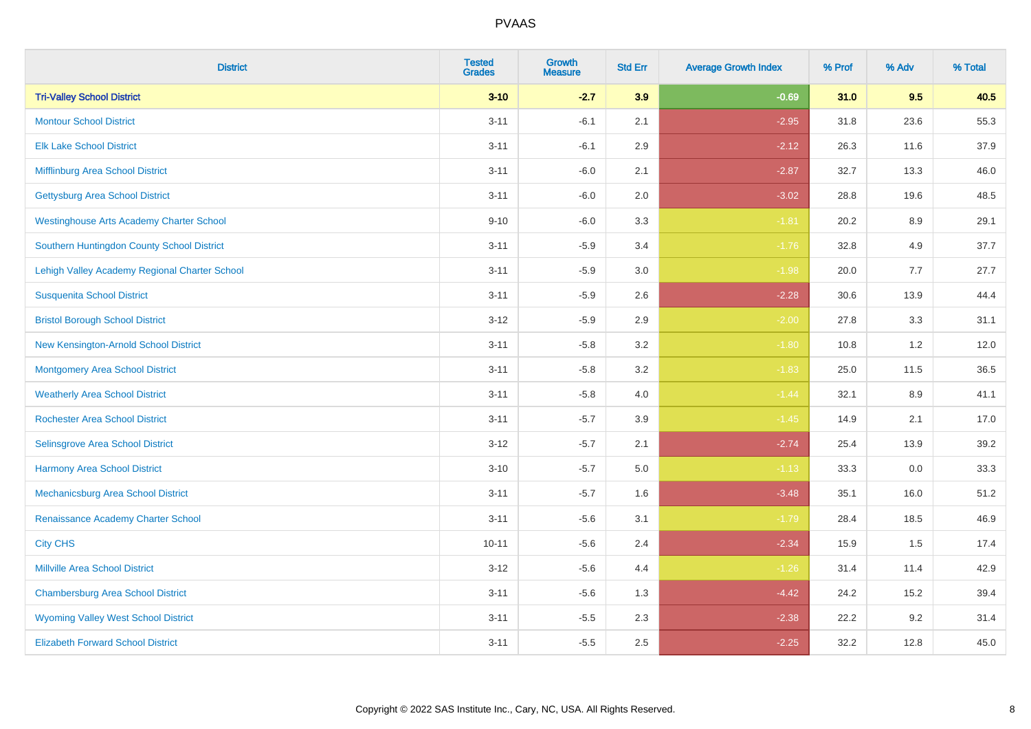| District | Tested Grades | Growth Measure | Std Err | Average Growth Index | % Prof | % Adv | % Total |
|---|---|---|---|---|---|---|---|
| **Tri-Valley School District** | **3-10** | **-2.7** | **3.9** | **-0.69** | **31.0** | **9.5** | **40.5** |
| Montour School District | 3-11 | -6.1 | 2.1 | -2.95 | 31.8 | 23.6 | 55.3 |
| Elk Lake School District | 3-11 | -6.1 | 2.9 | -2.12 | 26.3 | 11.6 | 37.9 |
| Mifflinburg Area School District | 3-11 | -6.0 | 2.1 | -2.87 | 32.7 | 13.3 | 46.0 |
| Gettysburg Area School District | 3-11 | -6.0 | 2.0 | -3.02 | 28.8 | 19.6 | 48.5 |
| Westinghouse Arts Academy Charter School | 9-10 | -6.0 | 3.3 | -1.81 | 20.2 | 8.9 | 29.1 |
| Southern Huntingdon County School District | 3-11 | -5.9 | 3.4 | -1.76 | 32.8 | 4.9 | 37.7 |
| Lehigh Valley Academy Regional Charter School | 3-11 | -5.9 | 3.0 | -1.98 | 20.0 | 7.7 | 27.7 |
| Susquenita School District | 3-11 | -5.9 | 2.6 | -2.28 | 30.6 | 13.9 | 44.4 |
| Bristol Borough School District | 3-12 | -5.9 | 2.9 | -2.00 | 27.8 | 3.3 | 31.1 |
| New Kensington-Arnold School District | 3-11 | -5.8 | 3.2 | -1.80 | 10.8 | 1.2 | 12.0 |
| Montgomery Area School District | 3-11 | -5.8 | 3.2 | -1.83 | 25.0 | 11.5 | 36.5 |
| Weatherly Area School District | 3-11 | -5.8 | 4.0 | -1.44 | 32.1 | 8.9 | 41.1 |
| Rochester Area School District | 3-11 | -5.7 | 3.9 | -1.45 | 14.9 | 2.1 | 17.0 |
| Selinsgrove Area School District | 3-12 | -5.7 | 2.1 | -2.74 | 25.4 | 13.9 | 39.2 |
| Harmony Area School District | 3-10 | -5.7 | 5.0 | -1.13 | 33.3 | 0.0 | 33.3 |
| Mechanicsburg Area School District | 3-11 | -5.7 | 1.6 | -3.48 | 35.1 | 16.0 | 51.2 |
| Renaissance Academy Charter School | 3-11 | -5.6 | 3.1 | -1.79 | 28.4 | 18.5 | 46.9 |
| City CHS | 10-11 | -5.6 | 2.4 | -2.34 | 15.9 | 1.5 | 17.4 |
| Millville Area School District | 3-12 | -5.6 | 4.4 | -1.26 | 31.4 | 11.4 | 42.9 |
| Chambersburg Area School District | 3-11 | -5.6 | 1.3 | -4.42 | 24.2 | 15.2 | 39.4 |
| Wyoming Valley West School District | 3-11 | -5.5 | 2.3 | -2.38 | 22.2 | 9.2 | 31.4 |
| Elizabeth Forward School District | 3-11 | -5.5 | 2.5 | -2.25 | 32.2 | 12.8 | 45.0 |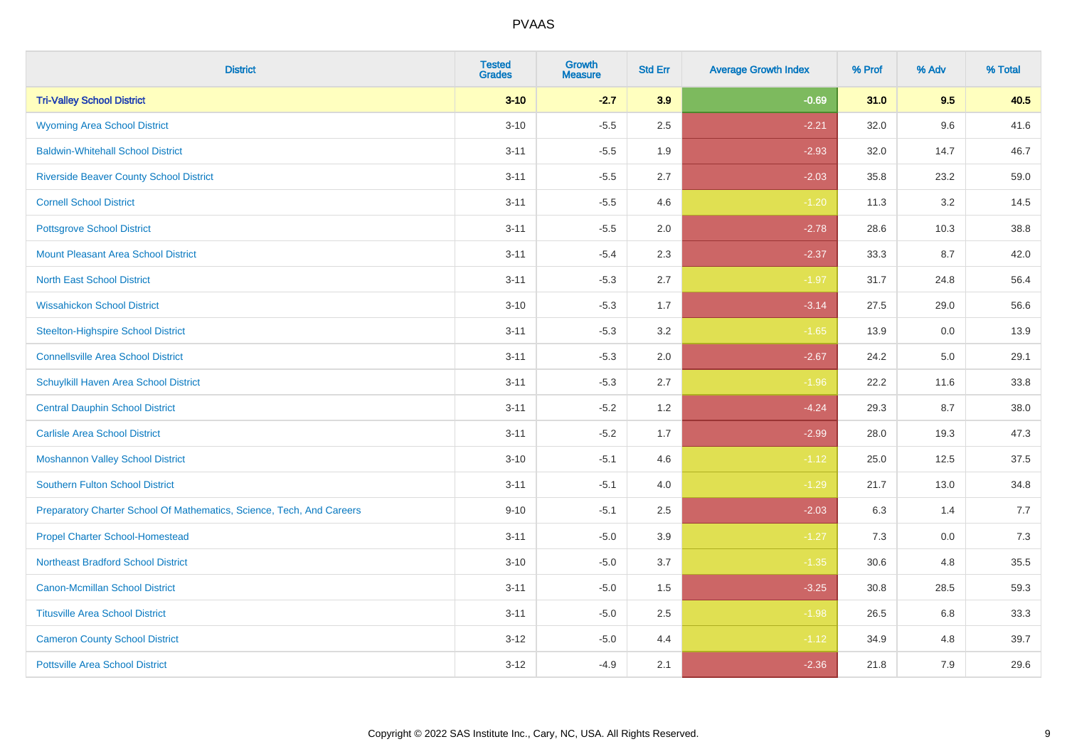| District | Tested Grades | Growth Measure | Std Err | Average Growth Index | % Prof | % Adv | % Total |
|---|---|---|---|---|---|---|---|
| **Tri-Valley School District** | **3-10** | **-2.7** | **3.9** | **-0.69** | **31.0** | **9.5** | **40.5** |
| Wyoming Area School District | 3-10 | -5.5 | 2.5 | -2.21 | 32.0 | 9.6 | 41.6 |
| Baldwin-Whitehall School District | 3-11 | -5.5 | 1.9 | -2.93 | 32.0 | 14.7 | 46.7 |
| Riverside Beaver County School District | 3-11 | -5.5 | 2.7 | -2.03 | 35.8 | 23.2 | 59.0 |
| Cornell School District | 3-11 | -5.5 | 4.6 | -1.20 | 11.3 | 3.2 | 14.5 |
| Pottsgrove School District | 3-11 | -5.5 | 2.0 | -2.78 | 28.6 | 10.3 | 38.8 |
| Mount Pleasant Area School District | 3-11 | -5.4 | 2.3 | -2.37 | 33.3 | 8.7 | 42.0 |
| North East School District | 3-11 | -5.3 | 2.7 | -1.97 | 31.7 | 24.8 | 56.4 |
| Wissahickon School District | 3-10 | -5.3 | 1.7 | -3.14 | 27.5 | 29.0 | 56.6 |
| Steelton-Highspire School District | 3-11 | -5.3 | 3.2 | -1.65 | 13.9 | 0.0 | 13.9 |
| Connellsville Area School District | 3-11 | -5.3 | 2.0 | -2.67 | 24.2 | 5.0 | 29.1 |
| Schuylkill Haven Area School District | 3-11 | -5.3 | 2.7 | -1.96 | 22.2 | 11.6 | 33.8 |
| Central Dauphin School District | 3-11 | -5.2 | 1.2 | -4.24 | 29.3 | 8.7 | 38.0 |
| Carlisle Area School District | 3-11 | -5.2 | 1.7 | -2.99 | 28.0 | 19.3 | 47.3 |
| Moshannon Valley School District | 3-10 | -5.1 | 4.6 | -1.12 | 25.0 | 12.5 | 37.5 |
| Southern Fulton School District | 3-11 | -5.1 | 4.0 | -1.29 | 21.7 | 13.0 | 34.8 |
| Preparatory Charter School Of Mathematics, Science, Tech, And Careers | 9-10 | -5.1 | 2.5 | -2.03 | 6.3 | 1.4 | 7.7 |
| Propel Charter School-Homestead | 3-11 | -5.0 | 3.9 | -1.27 | 7.3 | 0.0 | 7.3 |
| Northeast Bradford School District | 3-10 | -5.0 | 3.7 | -1.35 | 30.6 | 4.8 | 35.5 |
| Canon-Mcmillan School District | 3-11 | -5.0 | 1.5 | -3.25 | 30.8 | 28.5 | 59.3 |
| Titusville Area School District | 3-11 | -5.0 | 2.5 | -1.98 | 26.5 | 6.8 | 33.3 |
| Cameron County School District | 3-12 | -5.0 | 4.4 | -1.12 | 34.9 | 4.8 | 39.7 |
| Pottsville Area School District | 3-12 | -4.9 | 2.1 | -2.36 | 21.8 | 7.9 | 29.6 |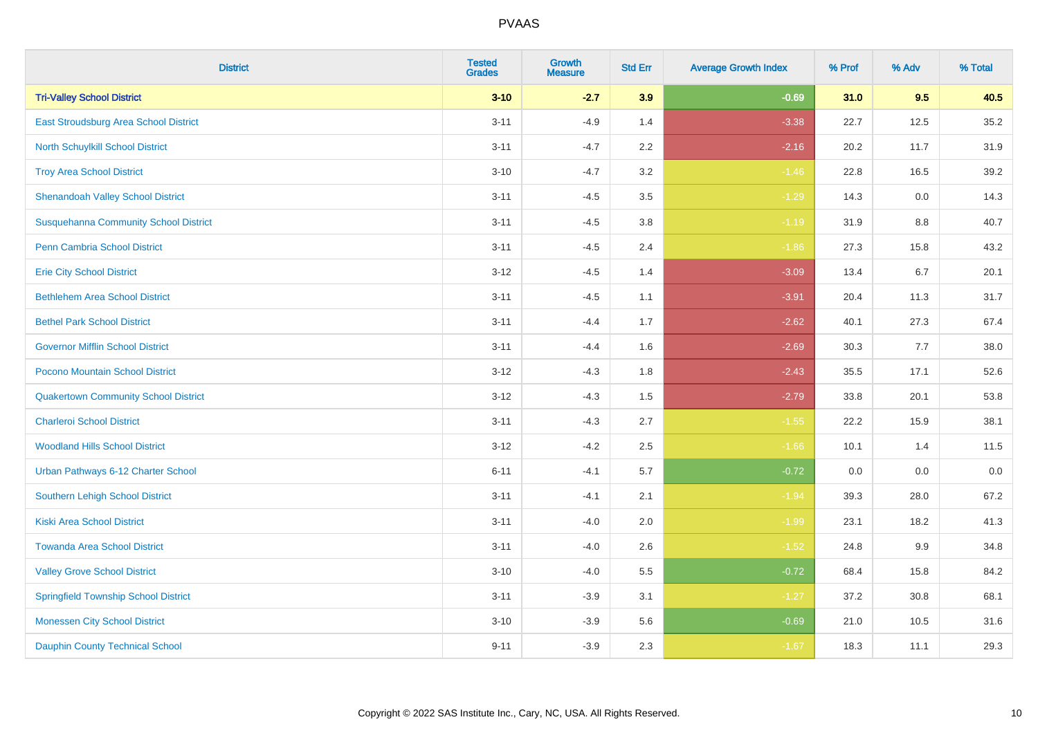| District | Tested Grades | Growth Measure | Std Err | Average Growth Index | % Prof | % Adv | % Total |
|---|---|---|---|---|---|---|---|
| **Tri-Valley School District** | **3-10** | **-2.7** | **3.9** | **-0.69** | **31.0** | **9.5** | **40.5** |
| East Stroudsburg Area School District | 3-11 | -4.9 | 1.4 | -3.38 | 22.7 | 12.5 | 35.2 |
| North Schuylkill School District | 3-11 | -4.7 | 2.2 | -2.16 | 20.2 | 11.7 | 31.9 |
| Troy Area School District | 3-10 | -4.7 | 3.2 | -1.46 | 22.8 | 16.5 | 39.2 |
| Shenandoah Valley School District | 3-11 | -4.5 | 3.5 | -1.29 | 14.3 | 0.0 | 14.3 |
| Susquehanna Community School District | 3-11 | -4.5 | 3.8 | -1.19 | 31.9 | 8.8 | 40.7 |
| Penn Cambria School District | 3-11 | -4.5 | 2.4 | -1.86 | 27.3 | 15.8 | 43.2 |
| Erie City School District | 3-12 | -4.5 | 1.4 | -3.09 | 13.4 | 6.7 | 20.1 |
| Bethlehem Area School District | 3-11 | -4.5 | 1.1 | -3.91 | 20.4 | 11.3 | 31.7 |
| Bethel Park School District | 3-11 | -4.4 | 1.7 | -2.62 | 40.1 | 27.3 | 67.4 |
| Governor Mifflin School District | 3-11 | -4.4 | 1.6 | -2.69 | 30.3 | 7.7 | 38.0 |
| Pocono Mountain School District | 3-12 | -4.3 | 1.8 | -2.43 | 35.5 | 17.1 | 52.6 |
| Quakertown Community School District | 3-12 | -4.3 | 1.5 | -2.79 | 33.8 | 20.1 | 53.8 |
| Charleroi School District | 3-11 | -4.3 | 2.7 | -1.55 | 22.2 | 15.9 | 38.1 |
| Woodland Hills School District | 3-12 | -4.2 | 2.5 | -1.66 | 10.1 | 1.4 | 11.5 |
| Urban Pathways 6-12 Charter School | 6-11 | -4.1 | 5.7 | -0.72 | 0.0 | 0.0 | 0.0 |
| Southern Lehigh School District | 3-11 | -4.1 | 2.1 | -1.94 | 39.3 | 28.0 | 67.2 |
| Kiski Area School District | 3-11 | -4.0 | 2.0 | -1.99 | 23.1 | 18.2 | 41.3 |
| Towanda Area School District | 3-11 | -4.0 | 2.6 | -1.52 | 24.8 | 9.9 | 34.8 |
| Valley Grove School District | 3-10 | -4.0 | 5.5 | -0.72 | 68.4 | 15.8 | 84.2 |
| Springfield Township School District | 3-11 | -3.9 | 3.1 | -1.27 | 37.2 | 30.8 | 68.1 |
| Monessen City School District | 3-10 | -3.9 | 5.6 | -0.69 | 21.0 | 10.5 | 31.6 |
| Dauphin County Technical School | 9-11 | -3.9 | 2.3 | -1.67 | 18.3 | 11.1 | 29.3 |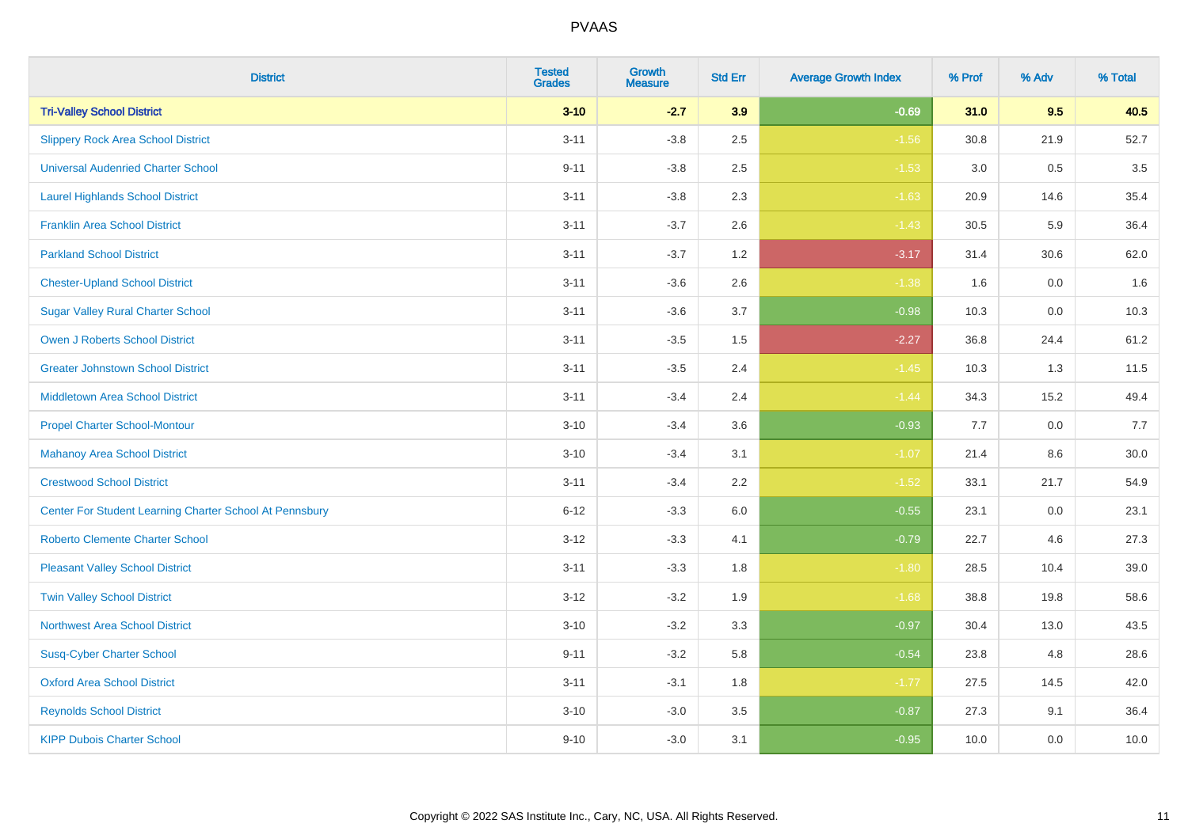| District | Tested Grades | Growth Measure | Std Err | Average Growth Index | % Prof | % Adv | % Total |
|---|---|---|---|---|---|---|---|
| **Tri-Valley School District** | **3-10** | **-2.7** | **3.9** | **-0.69** | **31.0** | **9.5** | **40.5** |
| Slippery Rock Area School District | 3-11 | -3.8 | 2.5 | -1.56 | 30.8 | 21.9 | 52.7 |
| Universal Audenried Charter School | 9-11 | -3.8 | 2.5 | -1.53 | 3.0 | 0.5 | 3.5 |
| Laurel Highlands School District | 3-11 | -3.8 | 2.3 | -1.63 | 20.9 | 14.6 | 35.4 |
| Franklin Area School District | 3-11 | -3.7 | 2.6 | -1.43 | 30.5 | 5.9 | 36.4 |
| Parkland School District | 3-11 | -3.7 | 1.2 | -3.17 | 31.4 | 30.6 | 62.0 |
| Chester-Upland School District | 3-11 | -3.6 | 2.6 | -1.38 | 1.6 | 0.0 | 1.6 |
| Sugar Valley Rural Charter School | 3-11 | -3.6 | 3.7 | -0.98 | 10.3 | 0.0 | 10.3 |
| Owen J Roberts School District | 3-11 | -3.5 | 1.5 | -2.27 | 36.8 | 24.4 | 61.2 |
| Greater Johnstown School District | 3-11 | -3.5 | 2.4 | -1.45 | 10.3 | 1.3 | 11.5 |
| Middletown Area School District | 3-11 | -3.4 | 2.4 | -1.44 | 34.3 | 15.2 | 49.4 |
| Propel Charter School-Montour | 3-10 | -3.4 | 3.6 | -0.93 | 7.7 | 0.0 | 7.7 |
| Mahanoy Area School District | 3-10 | -3.4 | 3.1 | -1.07 | 21.4 | 8.6 | 30.0 |
| Crestwood School District | 3-11 | -3.4 | 2.2 | -1.52 | 33.1 | 21.7 | 54.9 |
| Center For Student Learning Charter School At Pennsbury | 6-12 | -3.3 | 6.0 | -0.55 | 23.1 | 0.0 | 23.1 |
| Roberto Clemente Charter School | 3-12 | -3.3 | 4.1 | -0.79 | 22.7 | 4.6 | 27.3 |
| Pleasant Valley School District | 3-11 | -3.3 | 1.8 | -1.80 | 28.5 | 10.4 | 39.0 |
| Twin Valley School District | 3-12 | -3.2 | 1.9 | -1.68 | 38.8 | 19.8 | 58.6 |
| Northwest Area School District | 3-10 | -3.2 | 3.3 | -0.97 | 30.4 | 13.0 | 43.5 |
| Susq-Cyber Charter School | 9-11 | -3.2 | 5.8 | -0.54 | 23.8 | 4.8 | 28.6 |
| Oxford Area School District | 3-11 | -3.1 | 1.8 | -1.77 | 27.5 | 14.5 | 42.0 |
| Reynolds School District | 3-10 | -3.0 | 3.5 | -0.87 | 27.3 | 9.1 | 36.4 |
| KIPP Dubois Charter School | 9-10 | -3.0 | 3.1 | -0.95 | 10.0 | 0.0 | 10.0 |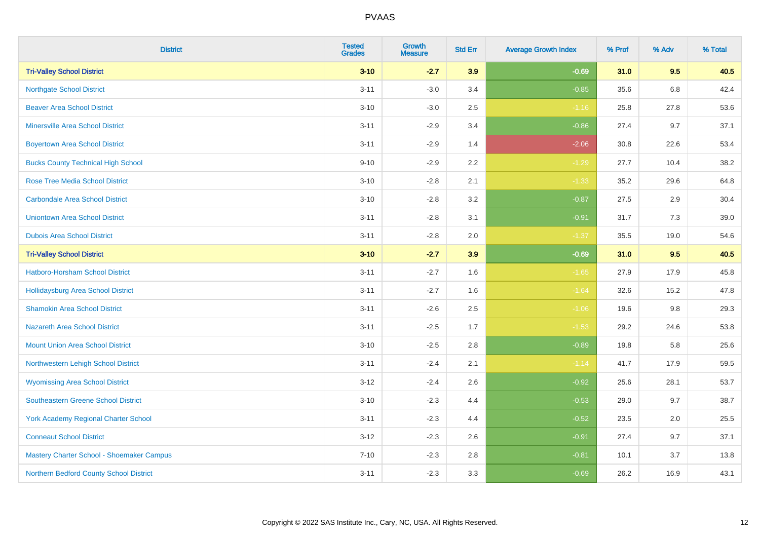| District | Tested Grades | Growth Measure | Std Err | Average Growth Index | % Prof | % Adv | % Total |
|---|---|---|---|---|---|---|---|
| **Tri-Valley School District** | **3-10** | **-2.7** | **3.9** | **-0.69** | **31.0** | **9.5** | **40.5** |
| Northgate School District | 3-11 | -3.0 | 3.4 | -0.85 | 35.6 | 6.8 | 42.4 |
| Beaver Area School District | 3-10 | -3.0 | 2.5 | -1.16 | 25.8 | 27.8 | 53.6 |
| Minersville Area School District | 3-11 | -2.9 | 3.4 | -0.86 | 27.4 | 9.7 | 37.1 |
| Boyertown Area School District | 3-11 | -2.9 | 1.4 | -2.06 | 30.8 | 22.6 | 53.4 |
| Bucks County Technical High School | 9-10 | -2.9 | 2.2 | -1.29 | 27.7 | 10.4 | 38.2 |
| Rose Tree Media School District | 3-10 | -2.8 | 2.1 | -1.33 | 35.2 | 29.6 | 64.8 |
| Carbondale Area School District | 3-10 | -2.8 | 3.2 | -0.87 | 27.5 | 2.9 | 30.4 |
| Uniontown Area School District | 3-11 | -2.8 | 3.1 | -0.91 | 31.7 | 7.3 | 39.0 |
| Dubois Area School District | 3-11 | -2.8 | 2.0 | -1.37 | 35.5 | 19.0 | 54.6 |
| **Tri-Valley School District** | **3-10** | **-2.7** | **3.9** | **-0.69** | **31.0** | **9.5** | **40.5** |
| Hatboro-Horsham School District | 3-11 | -2.7 | 1.6 | -1.65 | 27.9 | 17.9 | 45.8 |
| Hollidaysburg Area School District | 3-11 | -2.7 | 1.6 | -1.64 | 32.6 | 15.2 | 47.8 |
| Shamokin Area School District | 3-11 | -2.6 | 2.5 | -1.06 | 19.6 | 9.8 | 29.3 |
| Nazareth Area School District | 3-11 | -2.5 | 1.7 | -1.53 | 29.2 | 24.6 | 53.8 |
| Mount Union Area School District | 3-10 | -2.5 | 2.8 | -0.89 | 19.8 | 5.8 | 25.6 |
| Northwestern Lehigh School District | 3-11 | -2.4 | 2.1 | -1.14 | 41.7 | 17.9 | 59.5 |
| Wyomissing Area School District | 3-12 | -2.4 | 2.6 | -0.92 | 25.6 | 28.1 | 53.7 |
| Southeastern Greene School District | 3-10 | -2.3 | 4.4 | -0.53 | 29.0 | 9.7 | 38.7 |
| York Academy Regional Charter School | 3-11 | -2.3 | 4.4 | -0.52 | 23.5 | 2.0 | 25.5 |
| Conneaut School District | 3-12 | -2.3 | 2.6 | -0.91 | 27.4 | 9.7 | 37.1 |
| Mastery Charter School - Shoemaker Campus | 7-10 | -2.3 | 2.8 | -0.81 | 10.1 | 3.7 | 13.8 |
| Northern Bedford County School District | 3-11 | -2.3 | 3.3 | -0.69 | 26.2 | 16.9 | 43.1 |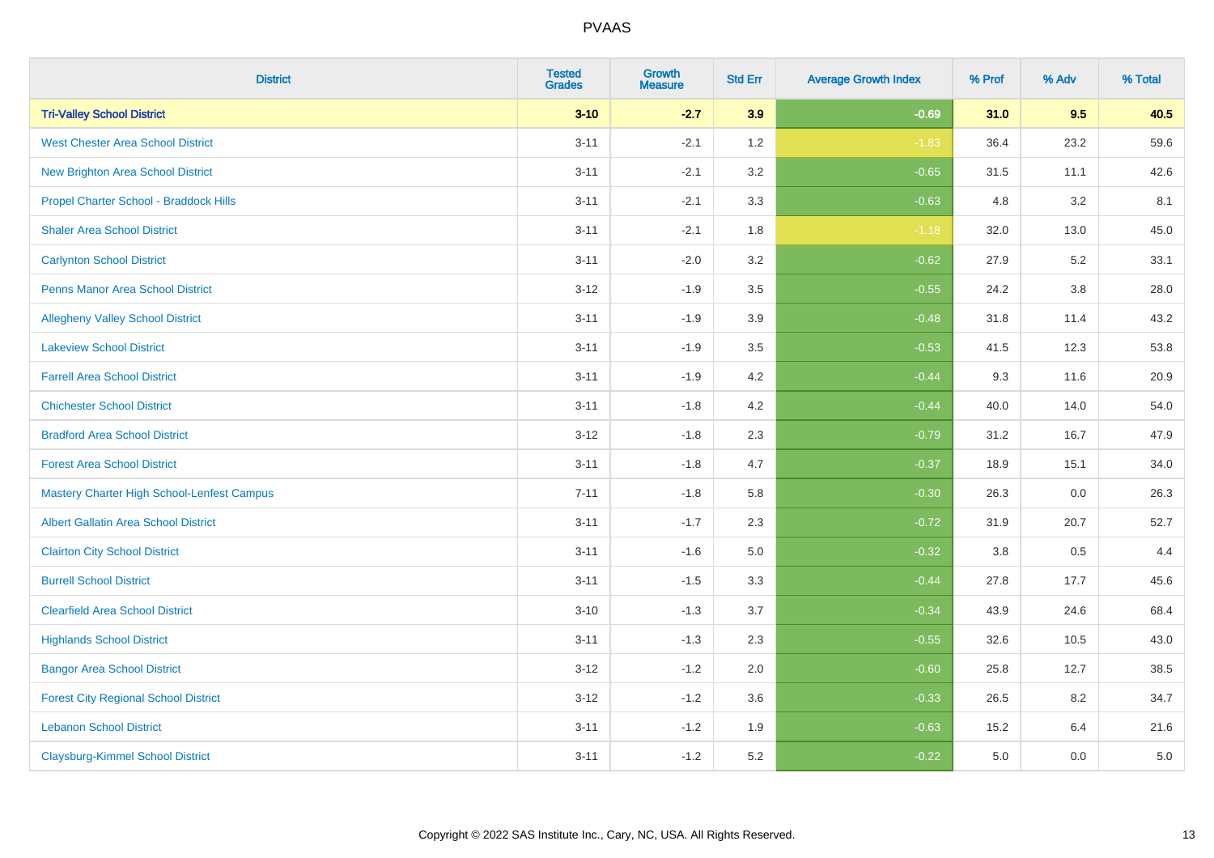| District | Tested Grades | Growth Measure | Std Err | Average Growth Index | % Prof | % Adv | % Total |
|---|---|---|---|---|---|---|---|
| **Tri-Valley School District** | **3-10** | **-2.7** | **3.9** | **-0.69** | **31.0** | **9.5** | **40.5** |
| West Chester Area School District | 3-11 | -2.1 | 1.2 | -1.83 | 36.4 | 23.2 | 59.6 |
| New Brighton Area School District | 3-11 | -2.1 | 3.2 | -0.65 | 31.5 | 11.1 | 42.6 |
| Propel Charter School - Braddock Hills | 3-11 | -2.1 | 3.3 | -0.63 | 4.8 | 3.2 | 8.1 |
| Shaler Area School District | 3-11 | -2.1 | 1.8 | -1.18 | 32.0 | 13.0 | 45.0 |
| Carlynton School District | 3-11 | -2.0 | 3.2 | -0.62 | 27.9 | 5.2 | 33.1 |
| Penns Manor Area School District | 3-12 | -1.9 | 3.5 | -0.55 | 24.2 | 3.8 | 28.0 |
| Allegheny Valley School District | 3-11 | -1.9 | 3.9 | -0.48 | 31.8 | 11.4 | 43.2 |
| Lakeview School District | 3-11 | -1.9 | 3.5 | -0.53 | 41.5 | 12.3 | 53.8 |
| Farrell Area School District | 3-11 | -1.9 | 4.2 | -0.44 | 9.3 | 11.6 | 20.9 |
| Chichester School District | 3-11 | -1.8 | 4.2 | -0.44 | 40.0 | 14.0 | 54.0 |
| Bradford Area School District | 3-12 | -1.8 | 2.3 | -0.79 | 31.2 | 16.7 | 47.9 |
| Forest Area School District | 3-11 | -1.8 | 4.7 | -0.37 | 18.9 | 15.1 | 34.0 |
| Mastery Charter High School-Lenfest Campus | 7-11 | -1.8 | 5.8 | -0.30 | 26.3 | 0.0 | 26.3 |
| Albert Gallatin Area School District | 3-11 | -1.7 | 2.3 | -0.72 | 31.9 | 20.7 | 52.7 |
| Clairton City School District | 3-11 | -1.6 | 5.0 | -0.32 | 3.8 | 0.5 | 4.4 |
| Burrell School District | 3-11 | -1.5 | 3.3 | -0.44 | 27.8 | 17.7 | 45.6 |
| Clearfield Area School District | 3-10 | -1.3 | 3.7 | -0.34 | 43.9 | 24.6 | 68.4 |
| Highlands School District | 3-11 | -1.3 | 2.3 | -0.55 | 32.6 | 10.5 | 43.0 |
| Bangor Area School District | 3-12 | -1.2 | 2.0 | -0.60 | 25.8 | 12.7 | 38.5 |
| Forest City Regional School District | 3-12 | -1.2 | 3.6 | -0.33 | 26.5 | 8.2 | 34.7 |
| Lebanon School District | 3-11 | -1.2 | 1.9 | -0.63 | 15.2 | 6.4 | 21.6 |
| Claysburg-Kimmel School District | 3-11 | -1.2 | 5.2 | -0.22 | 5.0 | 0.0 | 5.0 |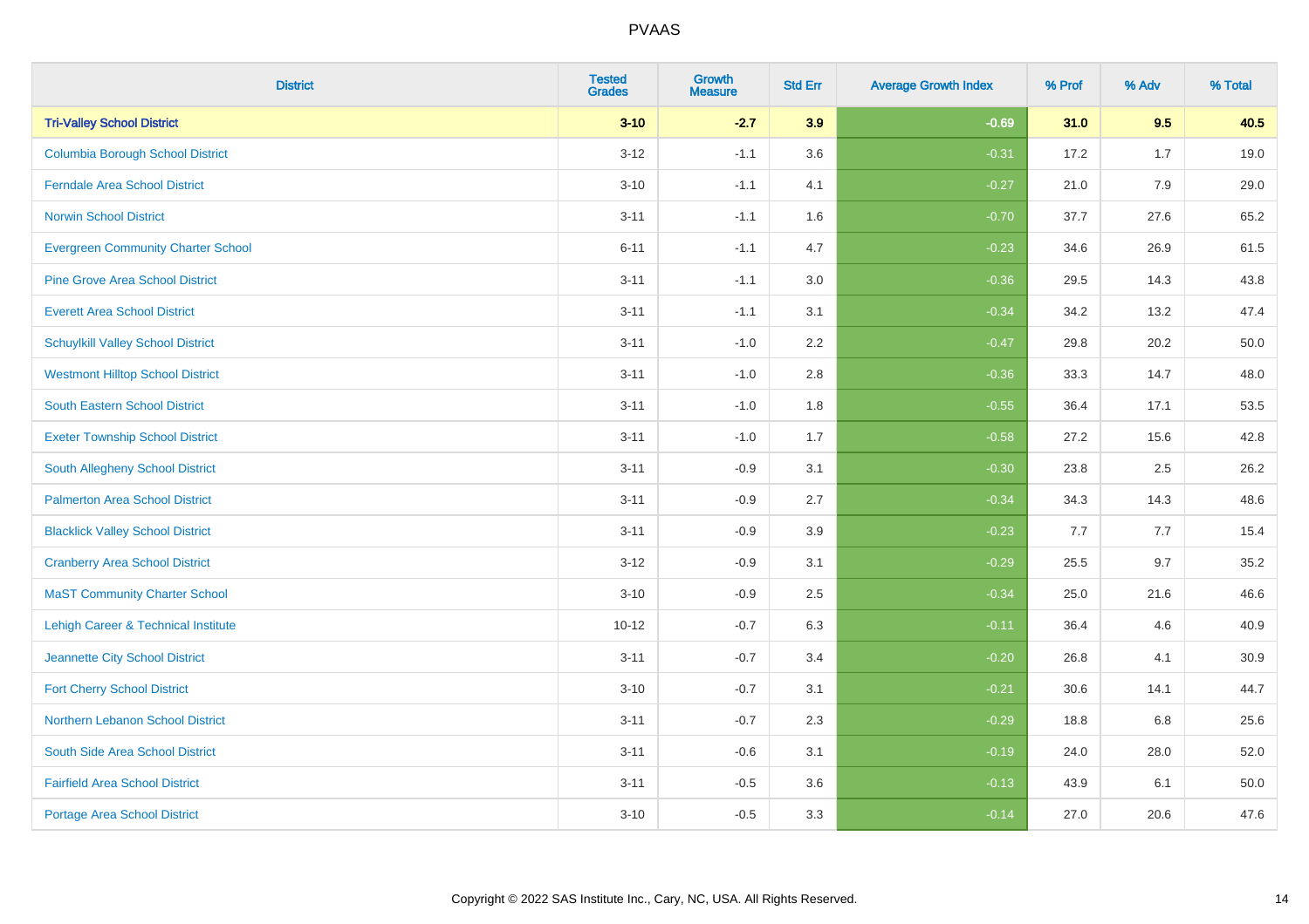# PVAAS

| District | Tested Grades | Growth Measure | Std Err | Average Growth Index | % Prof | % Adv | % Total |
|---|---|---|---|---|---|---|---|
| **Tri-Valley School District** | **3-10** | **-2.7** | **3.9** | **-0.69** | **31.0** | **9.5** | **40.5** |
| Columbia Borough School District | 3-12 | -1.1 | 3.6 | -0.31 | 17.2 | 1.7 | 19.0 |
| Ferndale Area School District | 3-10 | -1.1 | 4.1 | -0.27 | 21.0 | 7.9 | 29.0 |
| Norwin School District | 3-11 | -1.1 | 1.6 | -0.70 | 37.7 | 27.6 | 65.2 |
| Evergreen Community Charter School | 6-11 | -1.1 | 4.7 | -0.23 | 34.6 | 26.9 | 61.5 |
| Pine Grove Area School District | 3-11 | -1.1 | 3.0 | -0.36 | 29.5 | 14.3 | 43.8 |
| Everett Area School District | 3-11 | -1.1 | 3.1 | -0.34 | 34.2 | 13.2 | 47.4 |
| Schuylkill Valley School District | 3-11 | -1.0 | 2.2 | -0.47 | 29.8 | 20.2 | 50.0 |
| Westmont Hilltop School District | 3-11 | -1.0 | 2.8 | -0.36 | 33.3 | 14.7 | 48.0 |
| South Eastern School District | 3-11 | -1.0 | 1.8 | -0.55 | 36.4 | 17.1 | 53.5 |
| Exeter Township School District | 3-11 | -1.0 | 1.7 | -0.58 | 27.2 | 15.6 | 42.8 |
| South Allegheny School District | 3-11 | -0.9 | 3.1 | -0.30 | 23.8 | 2.5 | 26.2 |
| Palmerton Area School District | 3-11 | -0.9 | 2.7 | -0.34 | 34.3 | 14.3 | 48.6 |
| Blacklick Valley School District | 3-11 | -0.9 | 3.9 | -0.23 | 7.7 | 7.7 | 15.4 |
| Cranberry Area School District | 3-12 | -0.9 | 3.1 | -0.29 | 25.5 | 9.7 | 35.2 |
| MaST Community Charter School | 3-10 | -0.9 | 2.5 | -0.34 | 25.0 | 21.6 | 46.6 |
| Lehigh Career & Technical Institute | 10-12 | -0.7 | 6.3 | -0.11 | 36.4 | 4.6 | 40.9 |
| Jeannette City School District | 3-11 | -0.7 | 3.4 | -0.20 | 26.8 | 4.1 | 30.9 |
| Fort Cherry School District | 3-10 | -0.7 | 3.1 | -0.21 | 30.6 | 14.1 | 44.7 |
| Northern Lebanon School District | 3-11 | -0.7 | 2.3 | -0.29 | 18.8 | 6.8 | 25.6 |
| South Side Area School District | 3-11 | -0.6 | 3.1 | -0.19 | 24.0 | 28.0 | 52.0 |
| Fairfield Area School District | 3-11 | -0.5 | 3.6 | -0.13 | 43.9 | 6.1 | 50.0 |
| Portage Area School District | 3-10 | -0.5 | 3.3 | -0.14 | 27.0 | 20.6 | 47.6 |

Copyright © 2022 SAS Institute Inc., Cary, NC, USA. All Rights Reserved.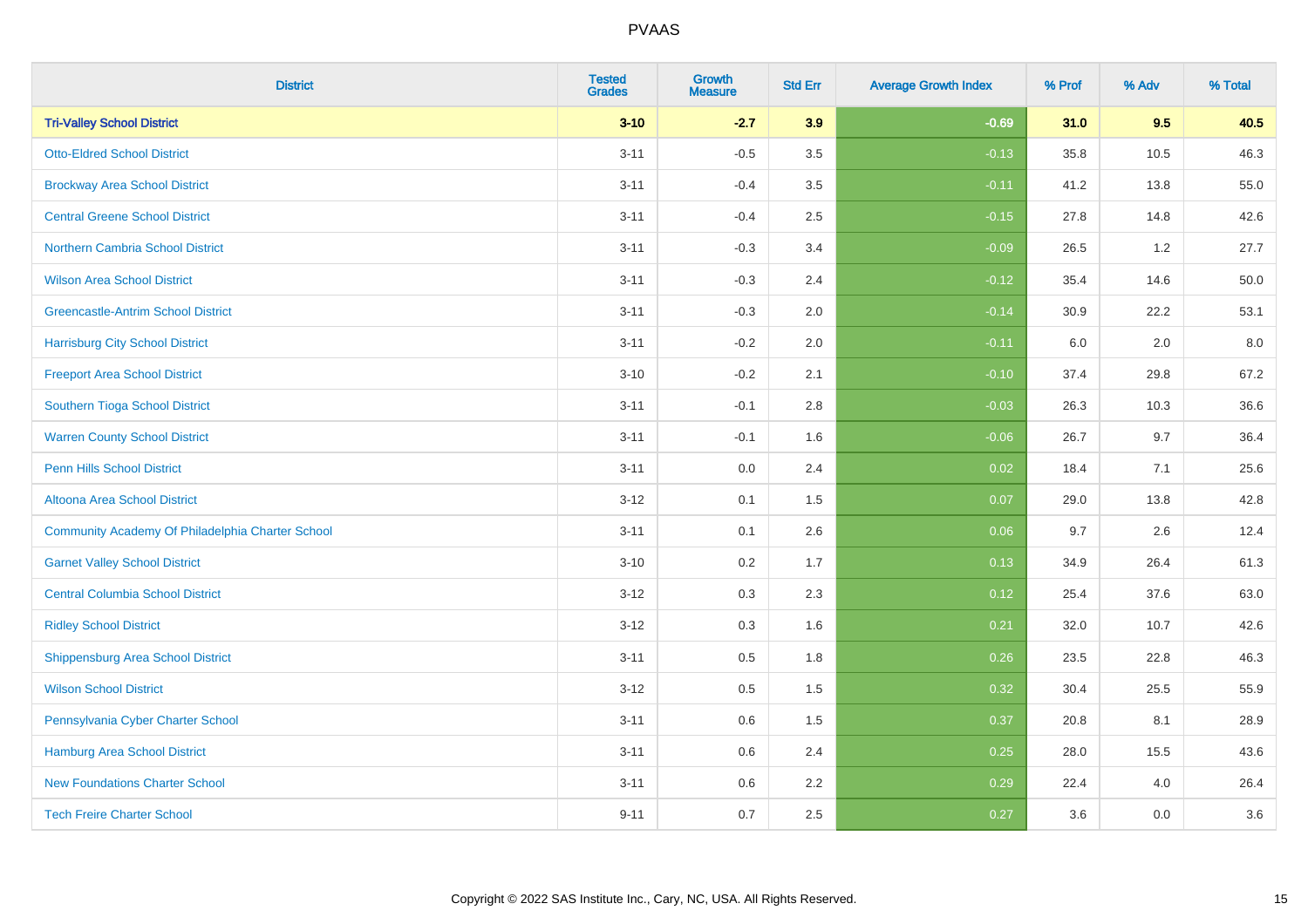# PVAAS

| District | Tested Grades | Growth Measure | Std Err | Average Growth Index | % Prof | % Adv | % Total |
|---|---|---|---|---|---|---|---|
| **Tri-Valley School District** | **3-10** | **-2.7** | **3.9** | **-0.69** | **31.0** | **9.5** | **40.5** |
| Otto-Eldred School District | 3-11 | -0.5 | 3.5 | -0.13 | 35.8 | 10.5 | 46.3 |
| Brockway Area School District | 3-11 | -0.4 | 3.5 | -0.11 | 41.2 | 13.8 | 55.0 |
| Central Greene School District | 3-11 | -0.4 | 2.5 | -0.15 | 27.8 | 14.8 | 42.6 |
| Northern Cambria School District | 3-11 | -0.3 | 3.4 | -0.09 | 26.5 | 1.2 | 27.7 |
| Wilson Area School District | 3-11 | -0.3 | 2.4 | -0.12 | 35.4 | 14.6 | 50.0 |
| Greencastle-Antrim School District | 3-11 | -0.3 | 2.0 | -0.14 | 30.9 | 22.2 | 53.1 |
| Harrisburg City School District | 3-11 | -0.2 | 2.0 | -0.11 | 6.0 | 2.0 | 8.0 |
| Freeport Area School District | 3-10 | -0.2 | 2.1 | -0.10 | 37.4 | 29.8 | 67.2 |
| Southern Tioga School District | 3-11 | -0.1 | 2.8 | -0.03 | 26.3 | 10.3 | 36.6 |
| Warren County School District | 3-11 | -0.1 | 1.6 | -0.06 | 26.7 | 9.7 | 36.4 |
| Penn Hills School District | 3-11 | 0.0 | 2.4 | 0.02 | 18.4 | 7.1 | 25.6 |
| Altoona Area School District | 3-12 | 0.1 | 1.5 | 0.07 | 29.0 | 13.8 | 42.8 |
| Community Academy Of Philadelphia Charter School | 3-11 | 0.1 | 2.6 | 0.06 | 9.7 | 2.6 | 12.4 |
| Garnet Valley School District | 3-10 | 0.2 | 1.7 | 0.13 | 34.9 | 26.4 | 61.3 |
| Central Columbia School District | 3-12 | 0.3 | 2.3 | 0.12 | 25.4 | 37.6 | 63.0 |
| Ridley School District | 3-12 | 0.3 | 1.6 | 0.21 | 32.0 | 10.7 | 42.6 |
| Shippensburg Area School District | 3-11 | 0.5 | 1.8 | 0.26 | 23.5 | 22.8 | 46.3 |
| Wilson School District | 3-12 | 0.5 | 1.5 | 0.32 | 30.4 | 25.5 | 55.9 |
| Pennsylvania Cyber Charter School | 3-11 | 0.6 | 1.5 | 0.37 | 20.8 | 8.1 | 28.9 |
| Hamburg Area School District | 3-11 | 0.6 | 2.4 | 0.25 | 28.0 | 15.5 | 43.6 |
| New Foundations Charter School | 3-11 | 0.6 | 2.2 | 0.29 | 22.4 | 4.0 | 26.4 |
| Tech Freire Charter School | 9-11 | 0.7 | 2.5 | 0.27 | 3.6 | 0.0 | 3.6 |

Copyright © 2022 SAS Institute Inc., Cary, NC, USA. All Rights Reserved.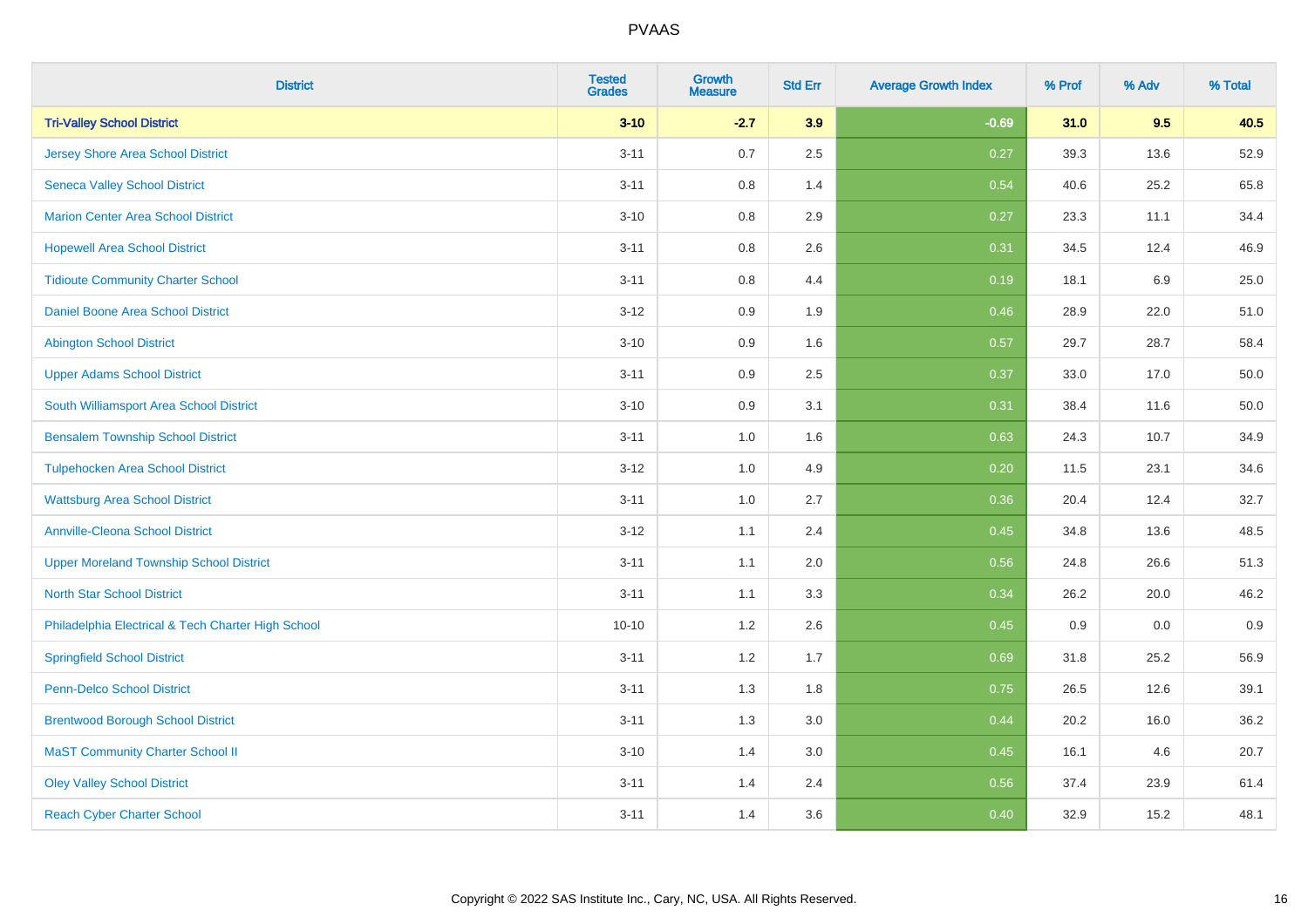# PVAAS

| District | Tested Grades | Growth Measure | Std Err | Average Growth Index | % Prof | % Adv | % Total |
|---|---|---|---|---|---|---|---|
| **Tri-Valley School District** | **3-10** | **-2.7** | **3.9** | **-0.69** | **31.0** | **9.5** | **40.5** |
| Jersey Shore Area School District | 3-11 | 0.7 | 2.5 | 0.27 | 39.3 | 13.6 | 52.9 |
| Seneca Valley School District | 3-11 | 0.8 | 1.4 | 0.54 | 40.6 | 25.2 | 65.8 |
| Marion Center Area School District | 3-10 | 0.8 | 2.9 | 0.27 | 23.3 | 11.1 | 34.4 |
| Hopewell Area School District | 3-11 | 0.8 | 2.6 | 0.31 | 34.5 | 12.4 | 46.9 |
| Tidioute Community Charter School | 3-11 | 0.8 | 4.4 | 0.19 | 18.1 | 6.9 | 25.0 |
| Daniel Boone Area School District | 3-12 | 0.9 | 1.9 | 0.46 | 28.9 | 22.0 | 51.0 |
| Abington School District | 3-10 | 0.9 | 1.6 | 0.57 | 29.7 | 28.7 | 58.4 |
| Upper Adams School District | 3-11 | 0.9 | 2.5 | 0.37 | 33.0 | 17.0 | 50.0 |
| South Williamsport Area School District | 3-10 | 0.9 | 3.1 | 0.31 | 38.4 | 11.6 | 50.0 |
| Bensalem Township School District | 3-11 | 1.0 | 1.6 | 0.63 | 24.3 | 10.7 | 34.9 |
| Tulpehocken Area School District | 3-12 | 1.0 | 4.9 | 0.20 | 11.5 | 23.1 | 34.6 |
| Wattsburg Area School District | 3-11 | 1.0 | 2.7 | 0.36 | 20.4 | 12.4 | 32.7 |
| Annville-Cleona School District | 3-12 | 1.1 | 2.4 | 0.45 | 34.8 | 13.6 | 48.5 |
| Upper Moreland Township School District | 3-11 | 1.1 | 2.0 | 0.56 | 24.8 | 26.6 | 51.3 |
| North Star School District | 3-11 | 1.1 | 3.3 | 0.34 | 26.2 | 20.0 | 46.2 |
| Philadelphia Electrical & Tech Charter High School | 10-10 | 1.2 | 2.6 | 0.45 | 0.9 | 0.0 | 0.9 |
| Springfield School District | 3-11 | 1.2 | 1.7 | 0.69 | 31.8 | 25.2 | 56.9 |
| Penn-Delco School District | 3-11 | 1.3 | 1.8 | 0.75 | 26.5 | 12.6 | 39.1 |
| Brentwood Borough School District | 3-11 | 1.3 | 3.0 | 0.44 | 20.2 | 16.0 | 36.2 |
| MaST Community Charter School II | 3-10 | 1.4 | 3.0 | 0.45 | 16.1 | 4.6 | 20.7 |
| Oley Valley School District | 3-11 | 1.4 | 2.4 | 0.56 | 37.4 | 23.9 | 61.4 |
| Reach Cyber Charter School | 3-11 | 1.4 | 3.6 | 0.40 | 32.9 | 15.2 | 48.1 |

Copyright © 2022 SAS Institute Inc., Cary, NC, USA. All Rights Reserved.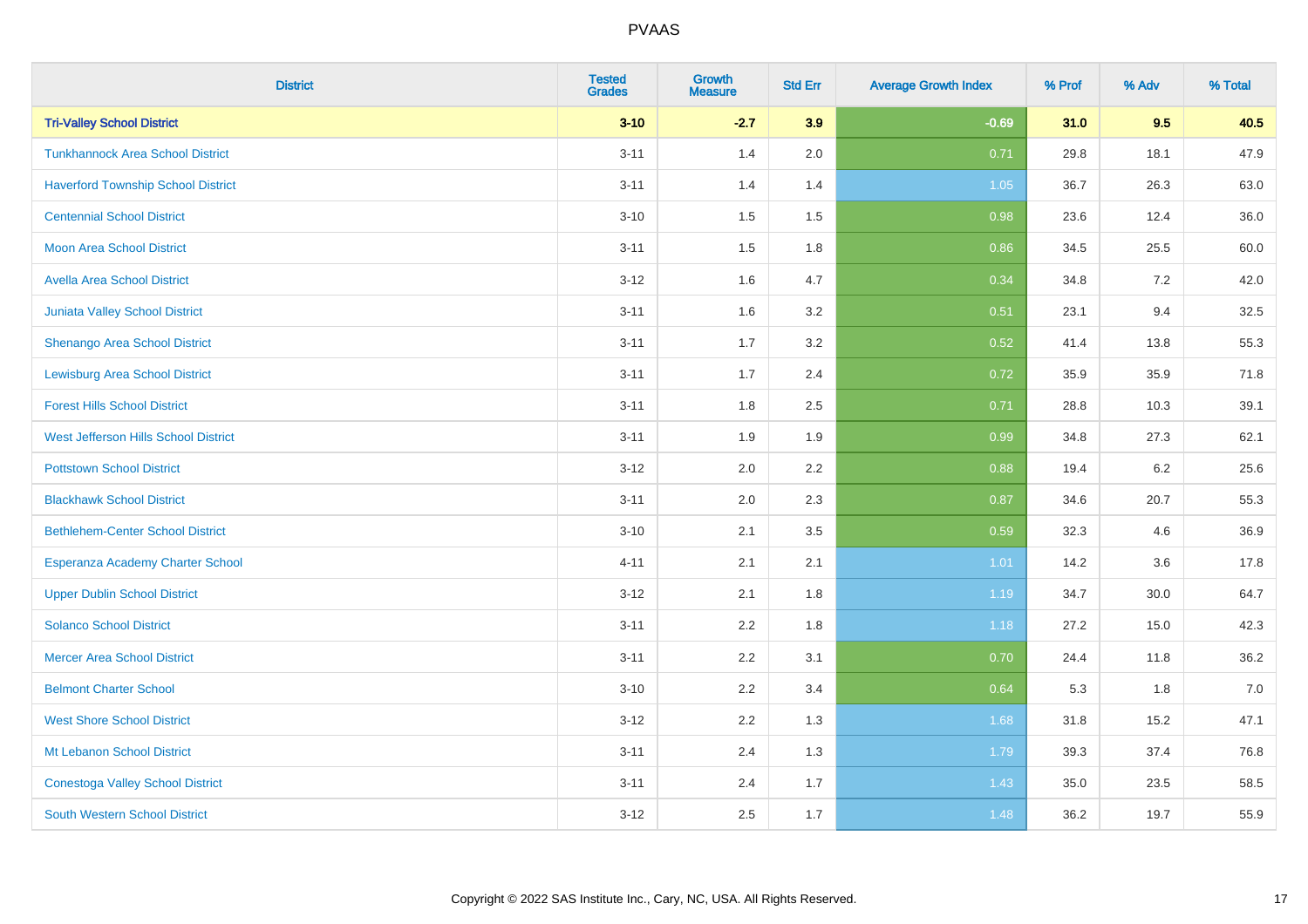| District | Tested Grades | Growth Measure | Std Err | Average Growth Index | % Prof | % Adv | % Total |
|---|---|---|---|---|---|---|---|
| **Tri-Valley School District** | **3-10** | **-2.7** | **3.9** | **-0.69** | **31.0** | **9.5** | **40.5** |
| Tunkhannock Area School District | 3-11 | 1.4 | 2.0 | 0.71 | 29.8 | 18.1 | 47.9 |
| Haverford Township School District | 3-11 | 1.4 | 1.4 | 1.05 | 36.7 | 26.3 | 63.0 |
| Centennial School District | 3-10 | 1.5 | 1.5 | 0.98 | 23.6 | 12.4 | 36.0 |
| Moon Area School District | 3-11 | 1.5 | 1.8 | 0.86 | 34.5 | 25.5 | 60.0 |
| Avella Area School District | 3-12 | 1.6 | 4.7 | 0.34 | 34.8 | 7.2 | 42.0 |
| Juniata Valley School District | 3-11 | 1.6 | 3.2 | 0.51 | 23.1 | 9.4 | 32.5 |
| Shenango Area School District | 3-11 | 1.7 | 3.2 | 0.52 | 41.4 | 13.8 | 55.3 |
| Lewisburg Area School District | 3-11 | 1.7 | 2.4 | 0.72 | 35.9 | 35.9 | 71.8 |
| Forest Hills School District | 3-11 | 1.8 | 2.5 | 0.71 | 28.8 | 10.3 | 39.1 |
| West Jefferson Hills School District | 3-11 | 1.9 | 1.9 | 0.99 | 34.8 | 27.3 | 62.1 |
| Pottstown School District | 3-12 | 2.0 | 2.2 | 0.88 | 19.4 | 6.2 | 25.6 |
| Blackhawk School District | 3-11 | 2.0 | 2.3 | 0.87 | 34.6 | 20.7 | 55.3 |
| Bethlehem-Center School District | 3-10 | 2.1 | 3.5 | 0.59 | 32.3 | 4.6 | 36.9 |
| Esperanza Academy Charter School | 4-11 | 2.1 | 2.1 | 1.01 | 14.2 | 3.6 | 17.8 |
| Upper Dublin School District | 3-12 | 2.1 | 1.8 | 1.19 | 34.7 | 30.0 | 64.7 |
| Solanco School District | 3-11 | 2.2 | 1.8 | 1.18 | 27.2 | 15.0 | 42.3 |
| Mercer Area School District | 3-11 | 2.2 | 3.1 | 0.70 | 24.4 | 11.8 | 36.2 |
| Belmont Charter School | 3-10 | 2.2 | 3.4 | 0.64 | 5.3 | 1.8 | 7.0 |
| West Shore School District | 3-12 | 2.2 | 1.3 | 1.68 | 31.8 | 15.2 | 47.1 |
| Mt Lebanon School District | 3-11 | 2.4 | 1.3 | 1.79 | 39.3 | 37.4 | 76.8 |
| Conestoga Valley School District | 3-11 | 2.4 | 1.7 | 1.43 | 35.0 | 23.5 | 58.5 |
| South Western School District | 3-12 | 2.5 | 1.7 | 1.48 | 36.2 | 19.7 | 55.9 |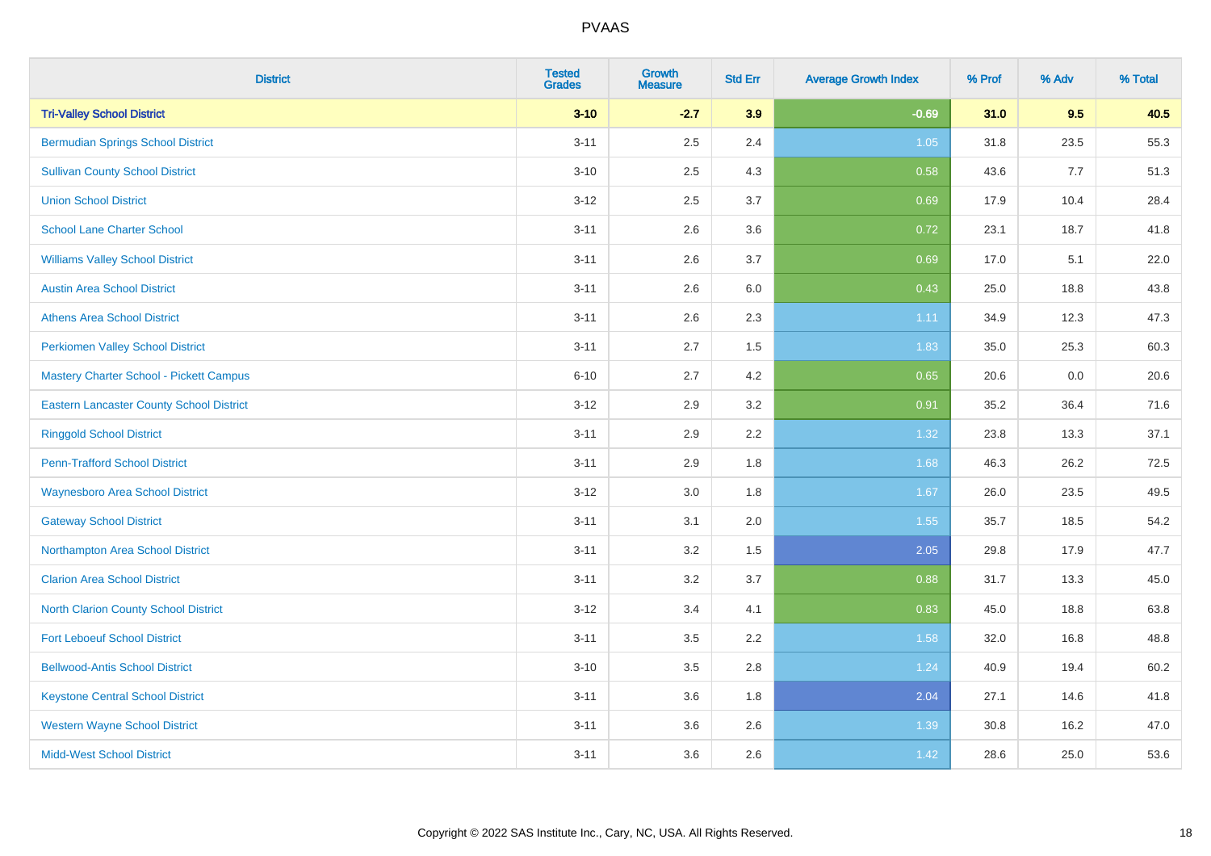PVAAS

| District | Tested Grades | Growth Measure | Std Err | Average Growth Index | % Prof | % Adv | % Total |
|---|---|---|---|---|---|---|---|
| **Tri-Valley School District** | **3-10** | **-2.7** | **3.9** | **-0.69** | **31.0** | **9.5** | **40.5** |
| Bermudian Springs School District | 3-11 | 2.5 | 2.4 | 1.05 | 31.8 | 23.5 | 55.3 |
| Sullivan County School District | 3-10 | 2.5 | 4.3 | 0.58 | 43.6 | 7.7 | 51.3 |
| Union School District | 3-12 | 2.5 | 3.7 | 0.69 | 17.9 | 10.4 | 28.4 |
| School Lane Charter School | 3-11 | 2.6 | 3.6 | 0.72 | 23.1 | 18.7 | 41.8 |
| Williams Valley School District | 3-11 | 2.6 | 3.7 | 0.69 | 17.0 | 5.1 | 22.0 |
| Austin Area School District | 3-11 | 2.6 | 6.0 | 0.43 | 25.0 | 18.8 | 43.8 |
| Athens Area School District | 3-11 | 2.6 | 2.3 | 1.11 | 34.9 | 12.3 | 47.3 |
| Perkiomen Valley School District | 3-11 | 2.7 | 1.5 | 1.83 | 35.0 | 25.3 | 60.3 |
| Mastery Charter School - Pickett Campus | 6-10 | 2.7 | 4.2 | 0.65 | 20.6 | 0.0 | 20.6 |
| Eastern Lancaster County School District | 3-12 | 2.9 | 3.2 | 0.91 | 35.2 | 36.4 | 71.6 |
| Ringgold School District | 3-11 | 2.9 | 2.2 | 1.32 | 23.8 | 13.3 | 37.1 |
| Penn-Trafford School District | 3-11 | 2.9 | 1.8 | 1.68 | 46.3 | 26.2 | 72.5 |
| Waynesboro Area School District | 3-12 | 3.0 | 1.8 | 1.67 | 26.0 | 23.5 | 49.5 |
| Gateway School District | 3-11 | 3.1 | 2.0 | 1.55 | 35.7 | 18.5 | 54.2 |
| Northampton Area School District | 3-11 | 3.2 | 1.5 | 2.05 | 29.8 | 17.9 | 47.7 |
| Clarion Area School District | 3-11 | 3.2 | 3.7 | 0.88 | 31.7 | 13.3 | 45.0 |
| North Clarion County School District | 3-12 | 3.4 | 4.1 | 0.83 | 45.0 | 18.8 | 63.8 |
| Fort Leboeuf School District | 3-11 | 3.5 | 2.2 | 1.58 | 32.0 | 16.8 | 48.8 |
| Bellwood-Antis School District | 3-10 | 3.5 | 2.8 | 1.24 | 40.9 | 19.4 | 60.2 |
| Keystone Central School District | 3-11 | 3.6 | 1.8 | 2.04 | 27.1 | 14.6 | 41.8 |
| Western Wayne School District | 3-11 | 3.6 | 2.6 | 1.39 | 30.8 | 16.2 | 47.0 |
| Midd-West School District | 3-11 | 3.6 | 2.6 | 1.42 | 28.6 | 25.0 | 53.6 |

Copyright © 2022 SAS Institute Inc., Cary, NC, USA. All Rights Reserved.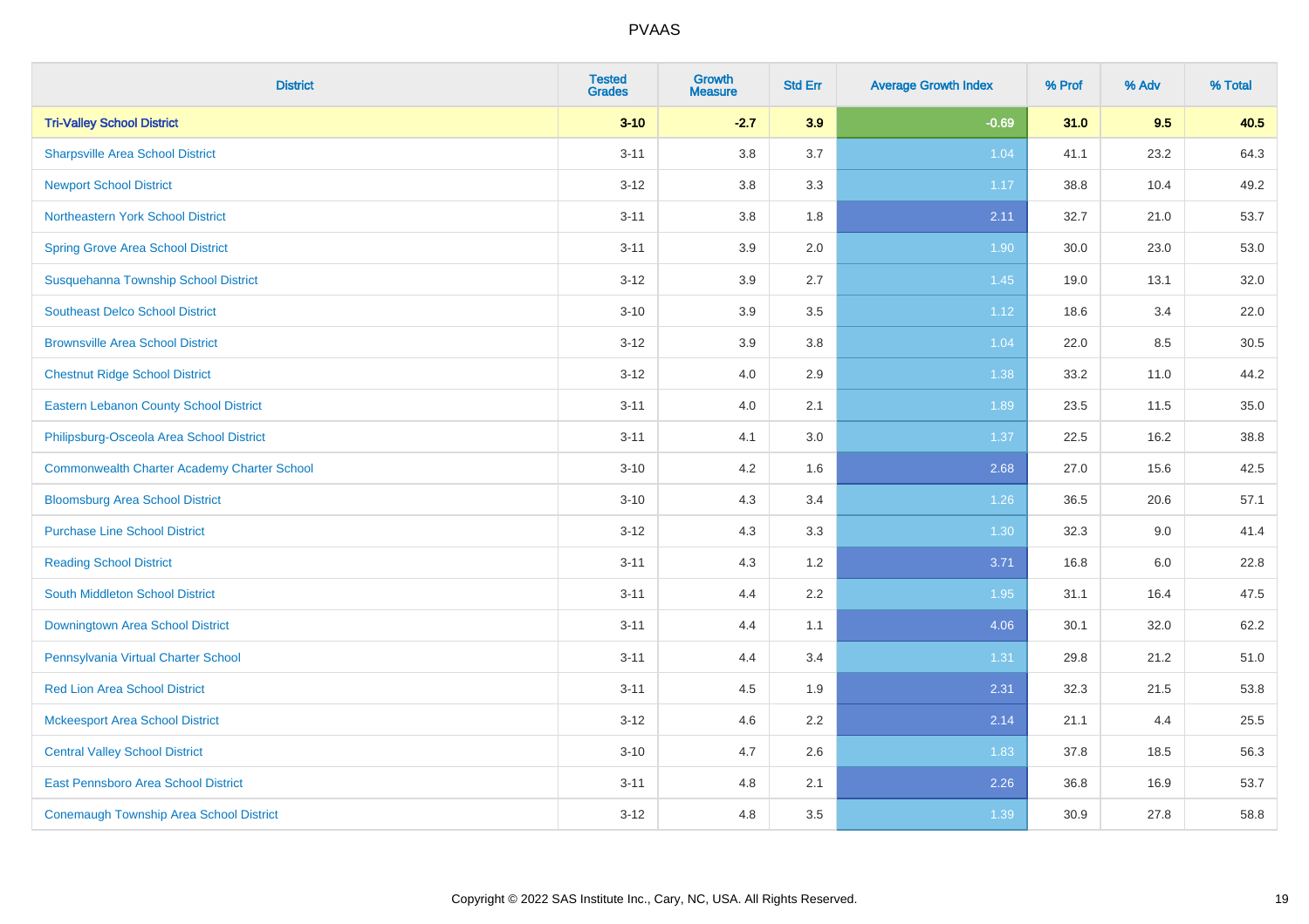# PVAAS

| District | Tested Grades | Growth Measure | Std Err | Average Growth Index | % Prof | % Adv | % Total |
|---|---|---|---|---|---|---|---|
| **Tri-Valley School District** | **3-10** | **-2.7** | **3.9** | **-0.69** | **31.0** | **9.5** | **40.5** |
| Sharpsville Area School District | 3-11 | 3.8 | 3.7 | 1.04 | 41.1 | 23.2 | 64.3 |
| Newport School District | 3-12 | 3.8 | 3.3 | 1.17 | 38.8 | 10.4 | 49.2 |
| Northeastern York School District | 3-11 | 3.8 | 1.8 | 2.11 | 32.7 | 21.0 | 53.7 |
| Spring Grove Area School District | 3-11 | 3.9 | 2.0 | 1.90 | 30.0 | 23.0 | 53.0 |
| Susquehanna Township School District | 3-12 | 3.9 | 2.7 | 1.45 | 19.0 | 13.1 | 32.0 |
| Southeast Delco School District | 3-10 | 3.9 | 3.5 | 1.12 | 18.6 | 3.4 | 22.0 |
| Brownsville Area School District | 3-12 | 3.9 | 3.8 | 1.04 | 22.0 | 8.5 | 30.5 |
| Chestnut Ridge School District | 3-12 | 4.0 | 2.9 | 1.38 | 33.2 | 11.0 | 44.2 |
| Eastern Lebanon County School District | 3-11 | 4.0 | 2.1 | 1.89 | 23.5 | 11.5 | 35.0 |
| Philipsburg-Osceola Area School District | 3-11 | 4.1 | 3.0 | 1.37 | 22.5 | 16.2 | 38.8 |
| Commonwealth Charter Academy Charter School | 3-10 | 4.2 | 1.6 | 2.68 | 27.0 | 15.6 | 42.5 |
| Bloomsburg Area School District | 3-10 | 4.3 | 3.4 | 1.26 | 36.5 | 20.6 | 57.1 |
| Purchase Line School District | 3-12 | 4.3 | 3.3 | 1.30 | 32.3 | 9.0 | 41.4 |
| Reading School District | 3-11 | 4.3 | 1.2 | 3.71 | 16.8 | 6.0 | 22.8 |
| South Middleton School District | 3-11 | 4.4 | 2.2 | 1.95 | 31.1 | 16.4 | 47.5 |
| Downingtown Area School District | 3-11 | 4.4 | 1.1 | 4.06 | 30.1 | 32.0 | 62.2 |
| Pennsylvania Virtual Charter School | 3-11 | 4.4 | 3.4 | 1.31 | 29.8 | 21.2 | 51.0 |
| Red Lion Area School District | 3-11 | 4.5 | 1.9 | 2.31 | 32.3 | 21.5 | 53.8 |
| Mckeesport Area School District | 3-12 | 4.6 | 2.2 | 2.14 | 21.1 | 4.4 | 25.5 |
| Central Valley School District | 3-10 | 4.7 | 2.6 | 1.83 | 37.8 | 18.5 | 56.3 |
| East Pennsboro Area School District | 3-11 | 4.8 | 2.1 | 2.26 | 36.8 | 16.9 | 53.7 |
| Conemaugh Township Area School District | 3-12 | 4.8 | 3.5 | 1.39 | 30.9 | 27.8 | 58.8 |

Copyright © 2022 SAS Institute Inc., Cary, NC, USA. All Rights Reserved.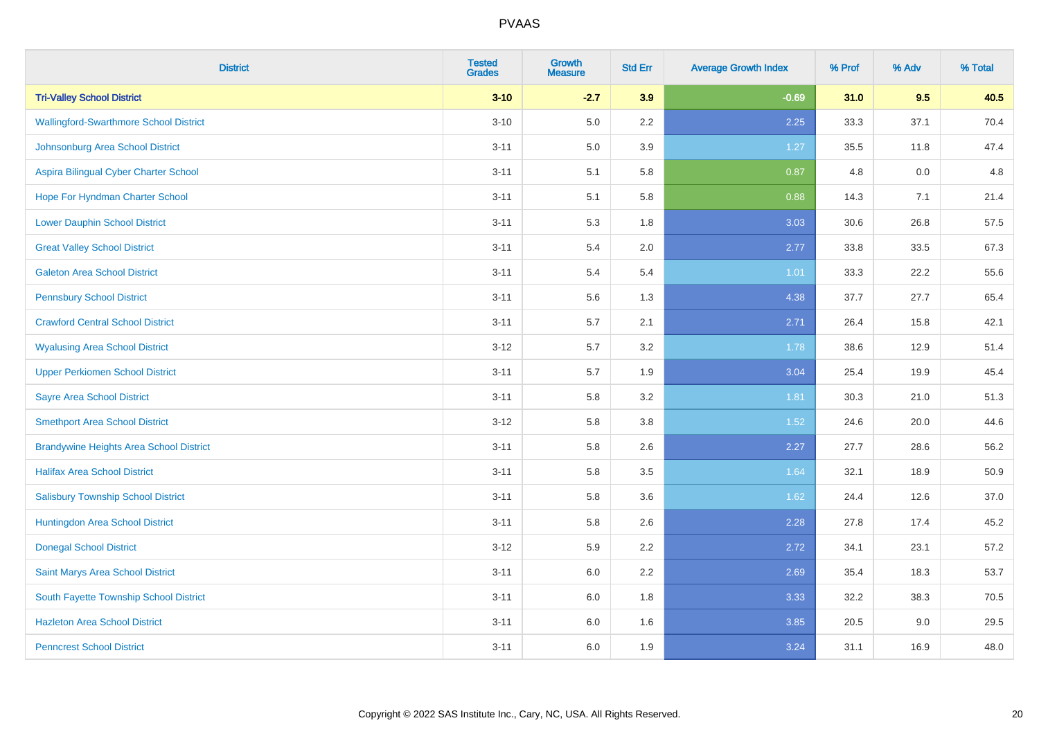| District | Tested Grades | Growth Measure | Std Err | Average Growth Index | % Prof | % Adv | % Total |
|---|---|---|---|---|---|---|---|
| **Tri-Valley School District** | **3-10** | **-2.7** | **3.9** | **-0.69** | **31.0** | **9.5** | **40.5** |
| Wallingford-Swarthmore School District | 3-10 | 5.0 | 2.2 | 2.25 | 33.3 | 37.1 | 70.4 |
| Johnsonburg Area School District | 3-11 | 5.0 | 3.9 | 1.27 | 35.5 | 11.8 | 47.4 |
| Aspira Bilingual Cyber Charter School | 3-11 | 5.1 | 5.8 | 0.87 | 4.8 | 0.0 | 4.8 |
| Hope For Hyndman Charter School | 3-11 | 5.1 | 5.8 | 0.88 | 14.3 | 7.1 | 21.4 |
| Lower Dauphin School District | 3-11 | 5.3 | 1.8 | 3.03 | 30.6 | 26.8 | 57.5 |
| Great Valley School District | 3-11 | 5.4 | 2.0 | 2.77 | 33.8 | 33.5 | 67.3 |
| Galeton Area School District | 3-11 | 5.4 | 5.4 | 1.01 | 33.3 | 22.2 | 55.6 |
| Pennsbury School District | 3-11 | 5.6 | 1.3 | 4.38 | 37.7 | 27.7 | 65.4 |
| Crawford Central School District | 3-11 | 5.7 | 2.1 | 2.71 | 26.4 | 15.8 | 42.1 |
| Wyalusing Area School District | 3-12 | 5.7 | 3.2 | 1.78 | 38.6 | 12.9 | 51.4 |
| Upper Perkiomen School District | 3-11 | 5.7 | 1.9 | 3.04 | 25.4 | 19.9 | 45.4 |
| Sayre Area School District | 3-11 | 5.8 | 3.2 | 1.81 | 30.3 | 21.0 | 51.3 |
| Smethport Area School District | 3-12 | 5.8 | 3.8 | 1.52 | 24.6 | 20.0 | 44.6 |
| Brandywine Heights Area School District | 3-11 | 5.8 | 2.6 | 2.27 | 27.7 | 28.6 | 56.2 |
| Halifax Area School District | 3-11 | 5.8 | 3.5 | 1.64 | 32.1 | 18.9 | 50.9 |
| Salisbury Township School District | 3-11 | 5.8 | 3.6 | 1.62 | 24.4 | 12.6 | 37.0 |
| Huntingdon Area School District | 3-11 | 5.8 | 2.6 | 2.28 | 27.8 | 17.4 | 45.2 |
| Donegal School District | 3-12 | 5.9 | 2.2 | 2.72 | 34.1 | 23.1 | 57.2 |
| Saint Marys Area School District | 3-11 | 6.0 | 2.2 | 2.69 | 35.4 | 18.3 | 53.7 |
| South Fayette Township School District | 3-11 | 6.0 | 1.8 | 3.33 | 32.2 | 38.3 | 70.5 |
| Hazleton Area School District | 3-11 | 6.0 | 1.6 | 3.85 | 20.5 | 9.0 | 29.5 |
| Penncrest School District | 3-11 | 6.0 | 1.9 | 3.24 | 31.1 | 16.9 | 48.0 |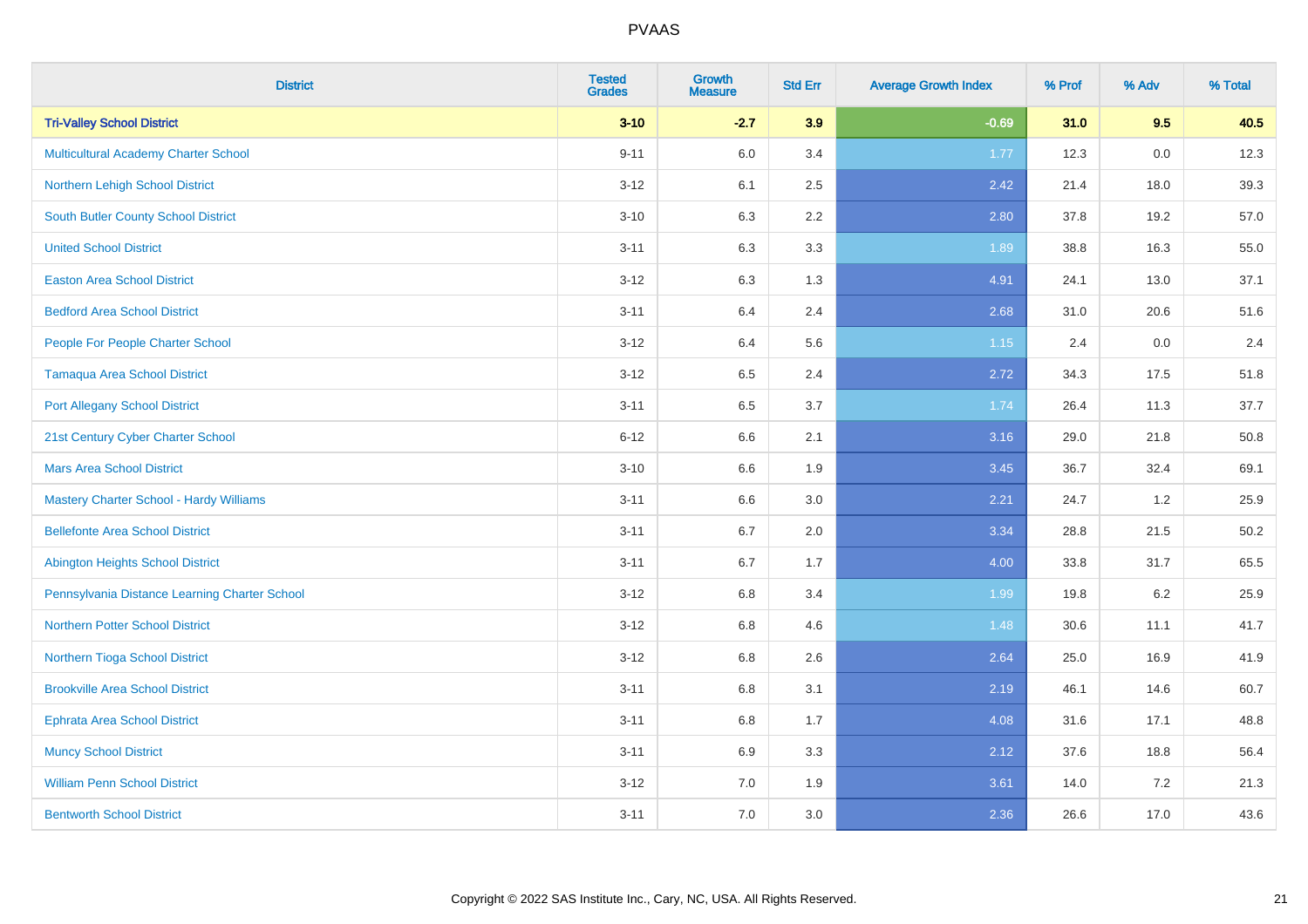# PVAAS

| District | Tested Grades | Growth Measure | Std Err | Average Growth Index | % Prof | % Adv | % Total |
|---|---|---|---|---|---|---|---|
| **Tri-Valley School District** | **3-10** | **-2.7** | **3.9** | **-0.69** | **31.0** | **9.5** | **40.5** |
| Multicultural Academy Charter School | 9-11 | 6.0 | 3.4 | 1.77 | 12.3 | 0.0 | 12.3 |
| Northern Lehigh School District | 3-12 | 6.1 | 2.5 | 2.42 | 21.4 | 18.0 | 39.3 |
| South Butler County School District | 3-10 | 6.3 | 2.2 | 2.80 | 37.8 | 19.2 | 57.0 |
| United School District | 3-11 | 6.3 | 3.3 | 1.89 | 38.8 | 16.3 | 55.0 |
| Easton Area School District | 3-12 | 6.3 | 1.3 | 4.91 | 24.1 | 13.0 | 37.1 |
| Bedford Area School District | 3-11 | 6.4 | 2.4 | 2.68 | 31.0 | 20.6 | 51.6 |
| People For People Charter School | 3-12 | 6.4 | 5.6 | 1.15 | 2.4 | 0.0 | 2.4 |
| Tamaqua Area School District | 3-12 | 6.5 | 2.4 | 2.72 | 34.3 | 17.5 | 51.8 |
| Port Allegany School District | 3-11 | 6.5 | 3.7 | 1.74 | 26.4 | 11.3 | 37.7 |
| 21st Century Cyber Charter School | 6-12 | 6.6 | 2.1 | 3.16 | 29.0 | 21.8 | 50.8 |
| Mars Area School District | 3-10 | 6.6 | 1.9 | 3.45 | 36.7 | 32.4 | 69.1 |
| Mastery Charter School - Hardy Williams | 3-11 | 6.6 | 3.0 | 2.21 | 24.7 | 1.2 | 25.9 |
| Bellefonte Area School District | 3-11 | 6.7 | 2.0 | 3.34 | 28.8 | 21.5 | 50.2 |
| Abington Heights School District | 3-11 | 6.7 | 1.7 | 4.00 | 33.8 | 31.7 | 65.5 |
| Pennsylvania Distance Learning Charter School | 3-12 | 6.8 | 3.4 | 1.99 | 19.8 | 6.2 | 25.9 |
| Northern Potter School District | 3-12 | 6.8 | 4.6 | 1.48 | 30.6 | 11.1 | 41.7 |
| Northern Tioga School District | 3-12 | 6.8 | 2.6 | 2.64 | 25.0 | 16.9 | 41.9 |
| Brookville Area School District | 3-11 | 6.8 | 3.1 | 2.19 | 46.1 | 14.6 | 60.7 |
| Ephrata Area School District | 3-11 | 6.8 | 1.7 | 4.08 | 31.6 | 17.1 | 48.8 |
| Muncy School District | 3-11 | 6.9 | 3.3 | 2.12 | 37.6 | 18.8 | 56.4 |
| William Penn School District | 3-12 | 7.0 | 1.9 | 3.61 | 14.0 | 7.2 | 21.3 |
| Bentworth School District | 3-11 | 7.0 | 3.0 | 2.36 | 26.6 | 17.0 | 43.6 |

Copyright © 2022 SAS Institute Inc., Cary, NC, USA. All Rights Reserved.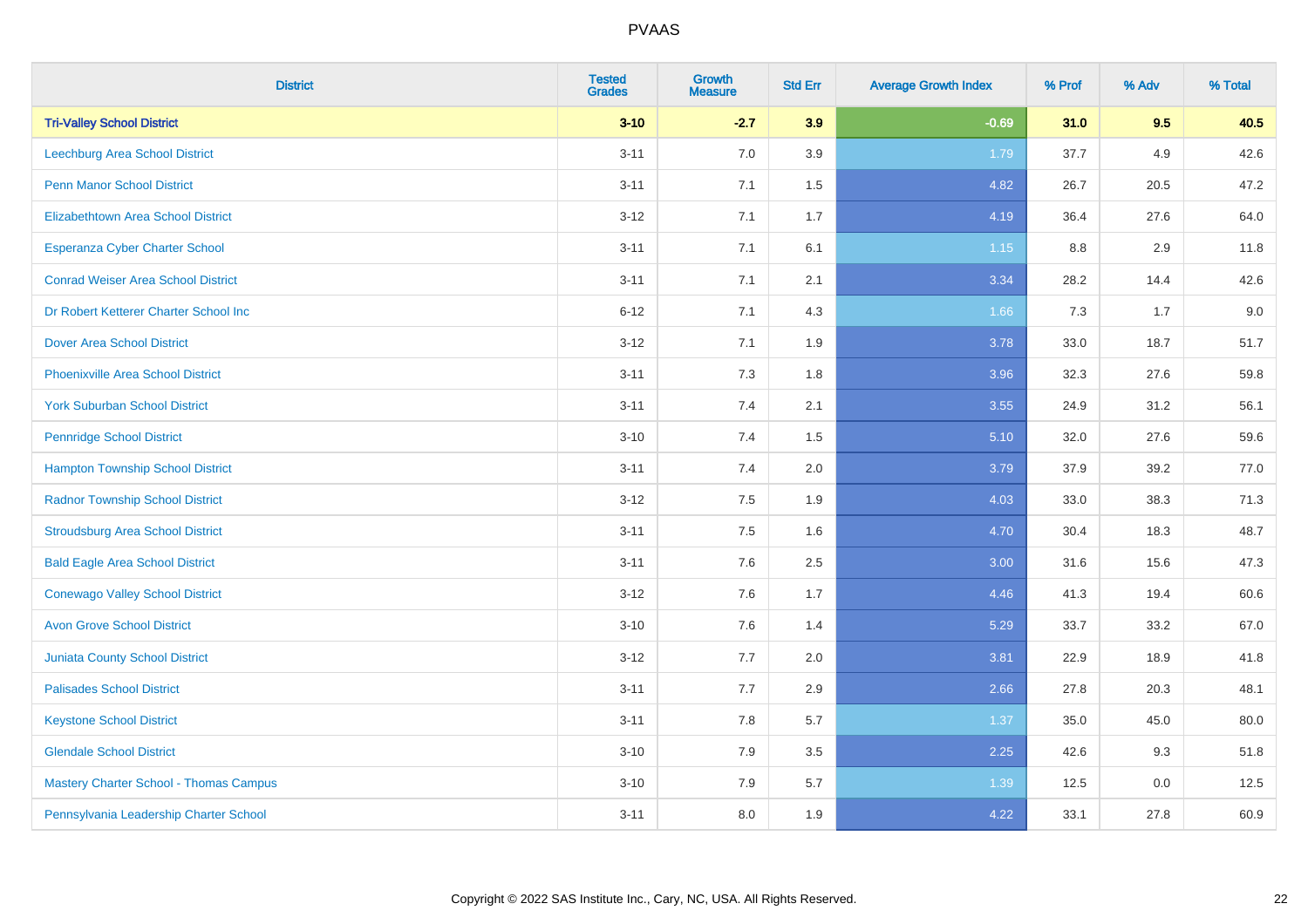| District | Tested Grades | Growth Measure | Std Err | Average Growth Index | % Prof | % Adv | % Total |
|---|---|---|---|---|---|---|---|
| **Tri-Valley School District** | **3-10** | **-2.7** | **3.9** | **-0.69** | **31.0** | **9.5** | **40.5** |
| Leechburg Area School District | 3-11 | 7.0 | 3.9 | 1.79 | 37.7 | 4.9 | 42.6 |
| Penn Manor School District | 3-11 | 7.1 | 1.5 | 4.82 | 26.7 | 20.5 | 47.2 |
| Elizabethtown Area School District | 3-12 | 7.1 | 1.7 | 4.19 | 36.4 | 27.6 | 64.0 |
| Esperanza Cyber Charter School | 3-11 | 7.1 | 6.1 | 1.15 | 8.8 | 2.9 | 11.8 |
| Conrad Weiser Area School District | 3-11 | 7.1 | 2.1 | 3.34 | 28.2 | 14.4 | 42.6 |
| Dr Robert Ketterer Charter School Inc | 6-12 | 7.1 | 4.3 | 1.66 | 7.3 | 1.7 | 9.0 |
| Dover Area School District | 3-12 | 7.1 | 1.9 | 3.78 | 33.0 | 18.7 | 51.7 |
| Phoenixville Area School District | 3-11 | 7.3 | 1.8 | 3.96 | 32.3 | 27.6 | 59.8 |
| York Suburban School District | 3-11 | 7.4 | 2.1 | 3.55 | 24.9 | 31.2 | 56.1 |
| Pennridge School District | 3-10 | 7.4 | 1.5 | 5.10 | 32.0 | 27.6 | 59.6 |
| Hampton Township School District | 3-11 | 7.4 | 2.0 | 3.79 | 37.9 | 39.2 | 77.0 |
| Radnor Township School District | 3-12 | 7.5 | 1.9 | 4.03 | 33.0 | 38.3 | 71.3 |
| Stroudsburg Area School District | 3-11 | 7.5 | 1.6 | 4.70 | 30.4 | 18.3 | 48.7 |
| Bald Eagle Area School District | 3-11 | 7.6 | 2.5 | 3.00 | 31.6 | 15.6 | 47.3 |
| Conewago Valley School District | 3-12 | 7.6 | 1.7 | 4.46 | 41.3 | 19.4 | 60.6 |
| Avon Grove School District | 3-10 | 7.6 | 1.4 | 5.29 | 33.7 | 33.2 | 67.0 |
| Juniata County School District | 3-12 | 7.7 | 2.0 | 3.81 | 22.9 | 18.9 | 41.8 |
| Palisades School District | 3-11 | 7.7 | 2.9 | 2.66 | 27.8 | 20.3 | 48.1 |
| Keystone School District | 3-11 | 7.8 | 5.7 | 1.37 | 35.0 | 45.0 | 80.0 |
| Glendale School District | 3-10 | 7.9 | 3.5 | 2.25 | 42.6 | 9.3 | 51.8 |
| Mastery Charter School - Thomas Campus | 3-10 | 7.9 | 5.7 | 1.39 | 12.5 | 0.0 | 12.5 |
| Pennsylvania Leadership Charter School | 3-11 | 8.0 | 1.9 | 4.22 | 33.1 | 27.8 | 60.9 |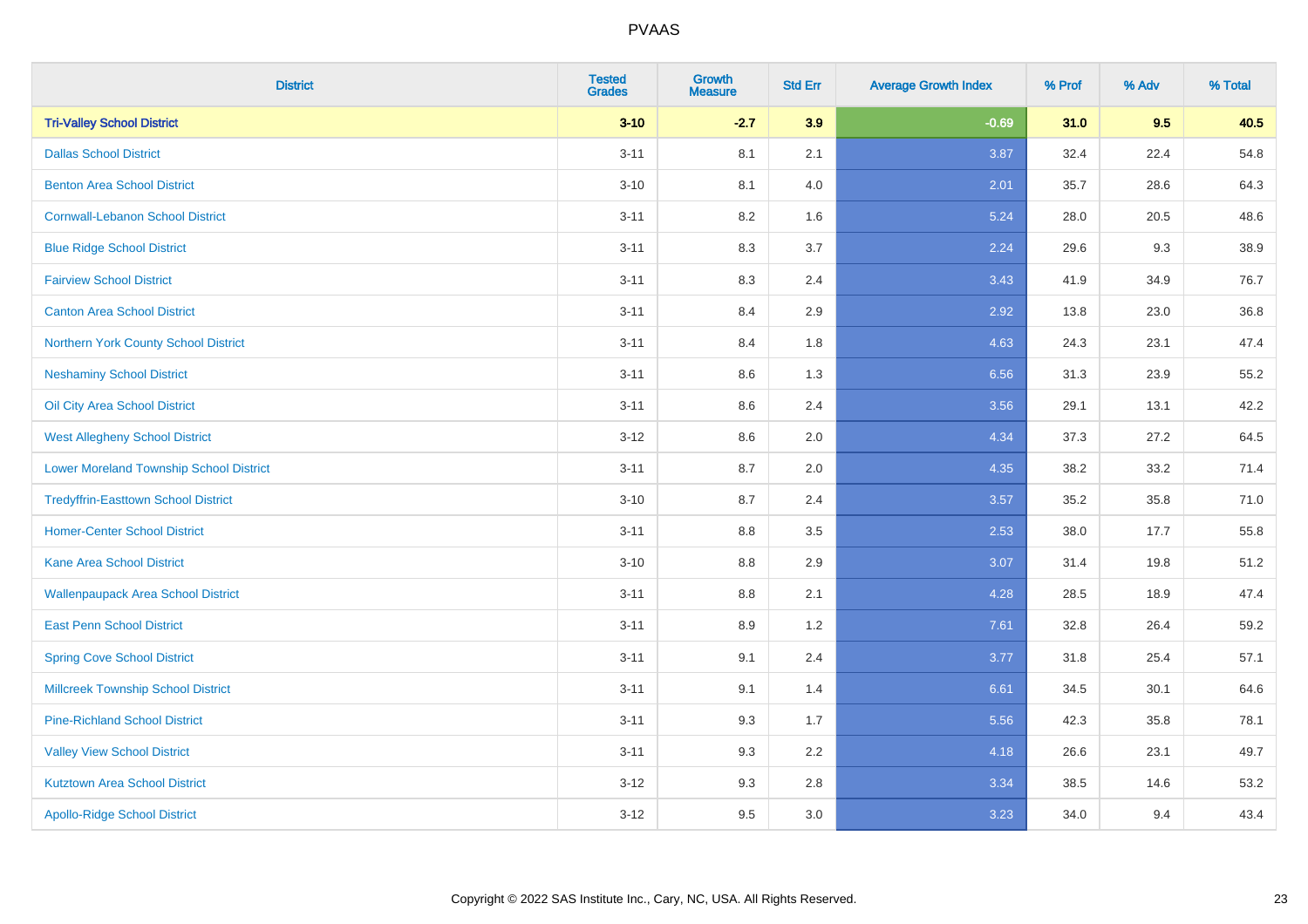| District | Tested Grades | Growth Measure | Std Err | Average Growth Index | % Prof | % Adv | % Total |
|---|---|---|---|---|---|---|---|
| **Tri-Valley School District** | **3-10** | **-2.7** | **3.9** | **-0.69** | **31.0** | **9.5** | **40.5** |
| Dallas School District | 3-11 | 8.1 | 2.1 | 3.87 | 32.4 | 22.4 | 54.8 |
| Benton Area School District | 3-10 | 8.1 | 4.0 | 2.01 | 35.7 | 28.6 | 64.3 |
| Cornwall-Lebanon School District | 3-11 | 8.2 | 1.6 | 5.24 | 28.0 | 20.5 | 48.6 |
| Blue Ridge School District | 3-11 | 8.3 | 3.7 | 2.24 | 29.6 | 9.3 | 38.9 |
| Fairview School District | 3-11 | 8.3 | 2.4 | 3.43 | 41.9 | 34.9 | 76.7 |
| Canton Area School District | 3-11 | 8.4 | 2.9 | 2.92 | 13.8 | 23.0 | 36.8 |
| Northern York County School District | 3-11 | 8.4 | 1.8 | 4.63 | 24.3 | 23.1 | 47.4 |
| Neshaminy School District | 3-11 | 8.6 | 1.3 | 6.56 | 31.3 | 23.9 | 55.2 |
| Oil City Area School District | 3-11 | 8.6 | 2.4 | 3.56 | 29.1 | 13.1 | 42.2 |
| West Allegheny School District | 3-12 | 8.6 | 2.0 | 4.34 | 37.3 | 27.2 | 64.5 |
| Lower Moreland Township School District | 3-11 | 8.7 | 2.0 | 4.35 | 38.2 | 33.2 | 71.4 |
| Tredyffrin-Easttown School District | 3-10 | 8.7 | 2.4 | 3.57 | 35.2 | 35.8 | 71.0 |
| Homer-Center School District | 3-11 | 8.8 | 3.5 | 2.53 | 38.0 | 17.7 | 55.8 |
| Kane Area School District | 3-10 | 8.8 | 2.9 | 3.07 | 31.4 | 19.8 | 51.2 |
| Wallenpaupack Area School District | 3-11 | 8.8 | 2.1 | 4.28 | 28.5 | 18.9 | 47.4 |
| East Penn School District | 3-11 | 8.9 | 1.2 | 7.61 | 32.8 | 26.4 | 59.2 |
| Spring Cove School District | 3-11 | 9.1 | 2.4 | 3.77 | 31.8 | 25.4 | 57.1 |
| Millcreek Township School District | 3-11 | 9.1 | 1.4 | 6.61 | 34.5 | 30.1 | 64.6 |
| Pine-Richland School District | 3-11 | 9.3 | 1.7 | 5.56 | 42.3 | 35.8 | 78.1 |
| Valley View School District | 3-11 | 9.3 | 2.2 | 4.18 | 26.6 | 23.1 | 49.7 |
| Kutztown Area School District | 3-12 | 9.3 | 2.8 | 3.34 | 38.5 | 14.6 | 53.2 |
| Apollo-Ridge School District | 3-12 | 9.5 | 3.0 | 3.23 | 34.0 | 9.4 | 43.4 |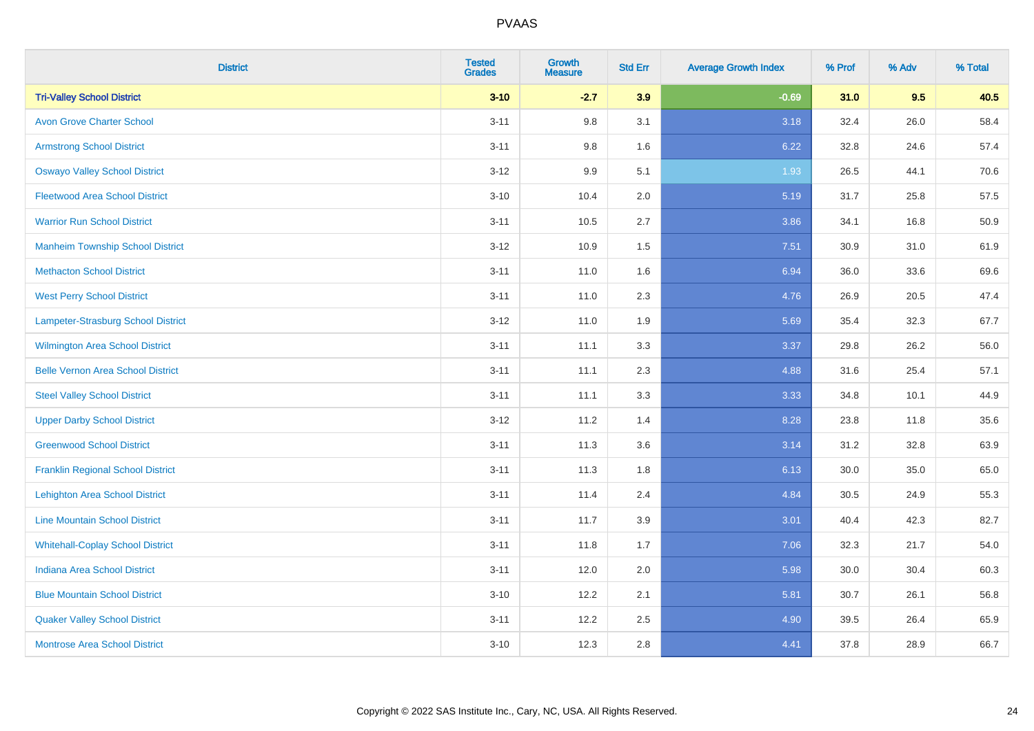# PVAAS

| District | Tested Grades | Growth Measure | Std Err | Average Growth Index | % Prof | % Adv | % Total |
|---|---|---|---|---|---|---|---|
| **Tri-Valley School District** | **3-10** | **-2.7** | **3.9** | **-0.69** | **31.0** | **9.5** | **40.5** |
| Avon Grove Charter School | 3-11 | 9.8 | 3.1 | 3.18 | 32.4 | 26.0 | 58.4 |
| Armstrong School District | 3-11 | 9.8 | 1.6 | 6.22 | 32.8 | 24.6 | 57.4 |
| Oswayo Valley School District | 3-12 | 9.9 | 5.1 | 1.93 | 26.5 | 44.1 | 70.6 |
| Fleetwood Area School District | 3-10 | 10.4 | 2.0 | 5.19 | 31.7 | 25.8 | 57.5 |
| Warrior Run School District | 3-11 | 10.5 | 2.7 | 3.86 | 34.1 | 16.8 | 50.9 |
| Manheim Township School District | 3-12 | 10.9 | 1.5 | 7.51 | 30.9 | 31.0 | 61.9 |
| Methacton School District | 3-11 | 11.0 | 1.6 | 6.94 | 36.0 | 33.6 | 69.6 |
| West Perry School District | 3-11 | 11.0 | 2.3 | 4.76 | 26.9 | 20.5 | 47.4 |
| Lampeter-Strasburg School District | 3-12 | 11.0 | 1.9 | 5.69 | 35.4 | 32.3 | 67.7 |
| Wilmington Area School District | 3-11 | 11.1 | 3.3 | 3.37 | 29.8 | 26.2 | 56.0 |
| Belle Vernon Area School District | 3-11 | 11.1 | 2.3 | 4.88 | 31.6 | 25.4 | 57.1 |
| Steel Valley School District | 3-11 | 11.1 | 3.3 | 3.33 | 34.8 | 10.1 | 44.9 |
| Upper Darby School District | 3-12 | 11.2 | 1.4 | 8.28 | 23.8 | 11.8 | 35.6 |
| Greenwood School District | 3-11 | 11.3 | 3.6 | 3.14 | 31.2 | 32.8 | 63.9 |
| Franklin Regional School District | 3-11 | 11.3 | 1.8 | 6.13 | 30.0 | 35.0 | 65.0 |
| Lehighton Area School District | 3-11 | 11.4 | 2.4 | 4.84 | 30.5 | 24.9 | 55.3 |
| Line Mountain School District | 3-11 | 11.7 | 3.9 | 3.01 | 40.4 | 42.3 | 82.7 |
| Whitehall-Coplay School District | 3-11 | 11.8 | 1.7 | 7.06 | 32.3 | 21.7 | 54.0 |
| Indiana Area School District | 3-11 | 12.0 | 2.0 | 5.98 | 30.0 | 30.4 | 60.3 |
| Blue Mountain School District | 3-10 | 12.2 | 2.1 | 5.81 | 30.7 | 26.1 | 56.8 |
| Quaker Valley School District | 3-11 | 12.2 | 2.5 | 4.90 | 39.5 | 26.4 | 65.9 |
| Montrose Area School District | 3-10 | 12.3 | 2.8 | 4.41 | 37.8 | 28.9 | 66.7 |

Copyright © 2022 SAS Institute Inc., Cary, NC, USA. All Rights Reserved.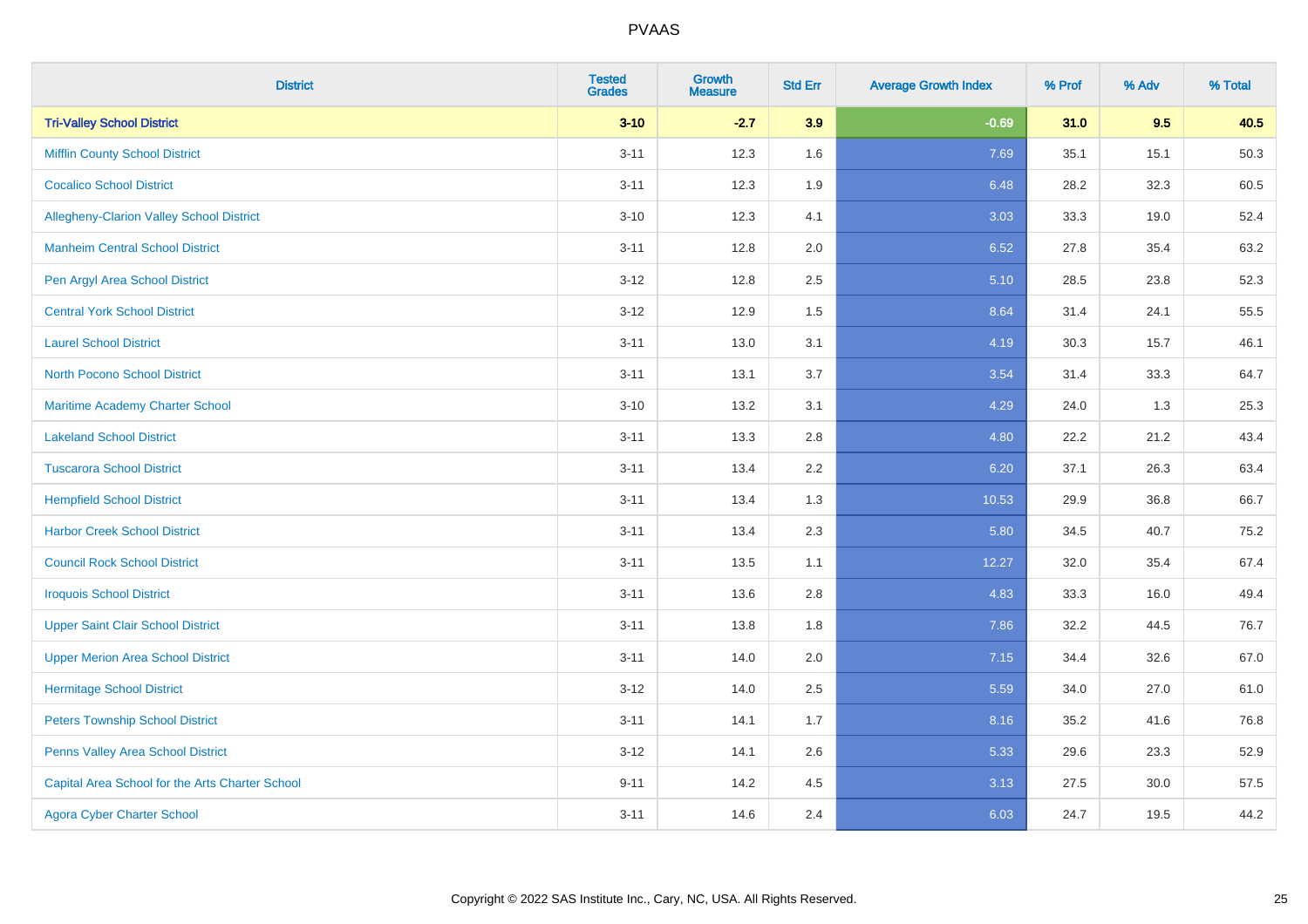| District | Tested Grades | Growth Measure | Std Err | Average Growth Index | % Prof | % Adv | % Total |
|---|---|---|---|---|---|---|---|
| **Tri-Valley School District** | **3-10** | **-2.7** | **3.9** | **-0.69** | **31.0** | **9.5** | **40.5** |
| Mifflin County School District | 3-11 | 12.3 | 1.6 | 7.69 | 35.1 | 15.1 | 50.3 |
| Cocalico School District | 3-11 | 12.3 | 1.9 | 6.48 | 28.2 | 32.3 | 60.5 |
| Allegheny-Clarion Valley School District | 3-10 | 12.3 | 4.1 | 3.03 | 33.3 | 19.0 | 52.4 |
| Manheim Central School District | 3-11 | 12.8 | 2.0 | 6.52 | 27.8 | 35.4 | 63.2 |
| Pen Argyl Area School District | 3-12 | 12.8 | 2.5 | 5.10 | 28.5 | 23.8 | 52.3 |
| Central York School District | 3-12 | 12.9 | 1.5 | 8.64 | 31.4 | 24.1 | 55.5 |
| Laurel School District | 3-11 | 13.0 | 3.1 | 4.19 | 30.3 | 15.7 | 46.1 |
| North Pocono School District | 3-11 | 13.1 | 3.7 | 3.54 | 31.4 | 33.3 | 64.7 |
| Maritime Academy Charter School | 3-10 | 13.2 | 3.1 | 4.29 | 24.0 | 1.3 | 25.3 |
| Lakeland School District | 3-11 | 13.3 | 2.8 | 4.80 | 22.2 | 21.2 | 43.4 |
| Tuscarora School District | 3-11 | 13.4 | 2.2 | 6.20 | 37.1 | 26.3 | 63.4 |
| Hempfield School District | 3-11 | 13.4 | 1.3 | 10.53 | 29.9 | 36.8 | 66.7 |
| Harbor Creek School District | 3-11 | 13.4 | 2.3 | 5.80 | 34.5 | 40.7 | 75.2 |
| Council Rock School District | 3-11 | 13.5 | 1.1 | 12.27 | 32.0 | 35.4 | 67.4 |
| Iroquois School District | 3-11 | 13.6 | 2.8 | 4.83 | 33.3 | 16.0 | 49.4 |
| Upper Saint Clair School District | 3-11 | 13.8 | 1.8 | 7.86 | 32.2 | 44.5 | 76.7 |
| Upper Merion Area School District | 3-11 | 14.0 | 2.0 | 7.15 | 34.4 | 32.6 | 67.0 |
| Hermitage School District | 3-12 | 14.0 | 2.5 | 5.59 | 34.0 | 27.0 | 61.0 |
| Peters Township School District | 3-11 | 14.1 | 1.7 | 8.16 | 35.2 | 41.6 | 76.8 |
| Penns Valley Area School District | 3-12 | 14.1 | 2.6 | 5.33 | 29.6 | 23.3 | 52.9 |
| Capital Area School for the Arts Charter School | 9-11 | 14.2 | 4.5 | 3.13 | 27.5 | 30.0 | 57.5 |
| Agora Cyber Charter School | 3-11 | 14.6 | 2.4 | 6.03 | 24.7 | 19.5 | 44.2 |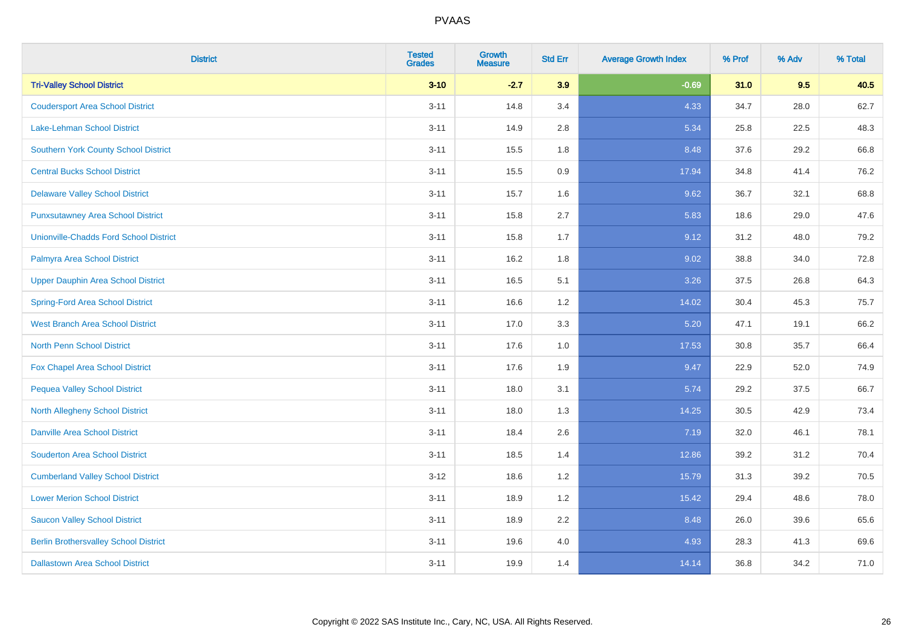# PVAAS

| District | Tested Grades | Growth Measure | Std Err | Average Growth Index | % Prof | % Adv | % Total |
|---|---|---|---|---|---|---|---|
| **Tri-Valley School District** | **3-10** | **-2.7** | **3.9** | **-0.69** | **31.0** | **9.5** | **40.5** |
| Coudersport Area School District | 3-11 | 14.8 | 3.4 | 4.33 | 34.7 | 28.0 | 62.7 |
| Lake-Lehman School District | 3-11 | 14.9 | 2.8 | 5.34 | 25.8 | 22.5 | 48.3 |
| Southern York County School District | 3-11 | 15.5 | 1.8 | 8.48 | 37.6 | 29.2 | 66.8 |
| Central Bucks School District | 3-11 | 15.5 | 0.9 | 17.94 | 34.8 | 41.4 | 76.2 |
| Delaware Valley School District | 3-11 | 15.7 | 1.6 | 9.62 | 36.7 | 32.1 | 68.8 |
| Punxsutawney Area School District | 3-11 | 15.8 | 2.7 | 5.83 | 18.6 | 29.0 | 47.6 |
| Unionville-Chadds Ford School District | 3-11 | 15.8 | 1.7 | 9.12 | 31.2 | 48.0 | 79.2 |
| Palmyra Area School District | 3-11 | 16.2 | 1.8 | 9.02 | 38.8 | 34.0 | 72.8 |
| Upper Dauphin Area School District | 3-11 | 16.5 | 5.1 | 3.26 | 37.5 | 26.8 | 64.3 |
| Spring-Ford Area School District | 3-11 | 16.6 | 1.2 | 14.02 | 30.4 | 45.3 | 75.7 |
| West Branch Area School District | 3-11 | 17.0 | 3.3 | 5.20 | 47.1 | 19.1 | 66.2 |
| North Penn School District | 3-11 | 17.6 | 1.0 | 17.53 | 30.8 | 35.7 | 66.4 |
| Fox Chapel Area School District | 3-11 | 17.6 | 1.9 | 9.47 | 22.9 | 52.0 | 74.9 |
| Pequea Valley School District | 3-11 | 18.0 | 3.1 | 5.74 | 29.2 | 37.5 | 66.7 |
| North Allegheny School District | 3-11 | 18.0 | 1.3 | 14.25 | 30.5 | 42.9 | 73.4 |
| Danville Area School District | 3-11 | 18.4 | 2.6 | 7.19 | 32.0 | 46.1 | 78.1 |
| Souderton Area School District | 3-11 | 18.5 | 1.4 | 12.86 | 39.2 | 31.2 | 70.4 |
| Cumberland Valley School District | 3-12 | 18.6 | 1.2 | 15.79 | 31.3 | 39.2 | 70.5 |
| Lower Merion School District | 3-11 | 18.9 | 1.2 | 15.42 | 29.4 | 48.6 | 78.0 |
| Saucon Valley School District | 3-11 | 18.9 | 2.2 | 8.48 | 26.0 | 39.6 | 65.6 |
| Berlin Brothersvalley School District | 3-11 | 19.6 | 4.0 | 4.93 | 28.3 | 41.3 | 69.6 |
| Dallastown Area School District | 3-11 | 19.9 | 1.4 | 14.14 | 36.8 | 34.2 | 71.0 |

Copyright © 2022 SAS Institute Inc., Cary, NC, USA. All Rights Reserved.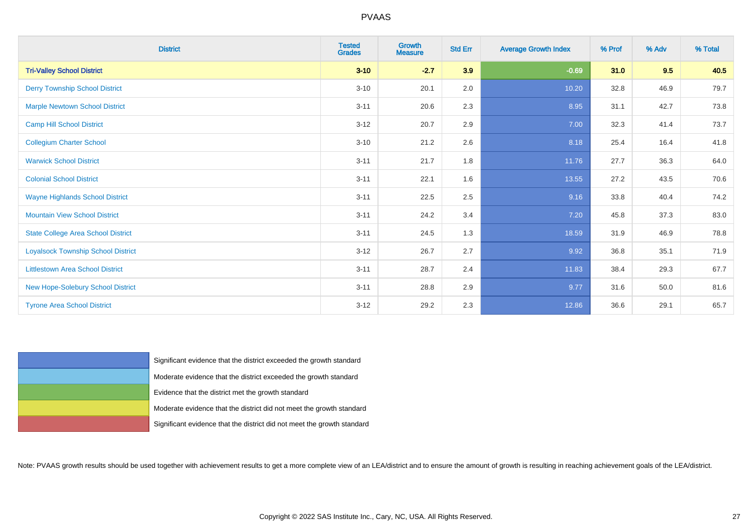PVAAS

| District | Tested Grades | Growth Measure | Std Err | Average Growth Index | % Prof | % Adv | % Total |
|---|---|---|---|---|---|---|---|
| **Tri-Valley School District** | **3-10** | **-2.7** | **3.9** | **-0.69** | **31.0** | **9.5** | **40.5** |
| Derry Township School District | 3-10 | 20.1 | 2.0 | 10.20 | 32.8 | 46.9 | 79.7 |
| Marple Newtown School District | 3-11 | 20.6 | 2.3 | 8.95 | 31.1 | 42.7 | 73.8 |
| Camp Hill School District | 3-12 | 20.7 | 2.9 | 7.00 | 32.3 | 41.4 | 73.7 |
| Collegium Charter School | 3-10 | 21.2 | 2.6 | 8.18 | 25.4 | 16.4 | 41.8 |
| Warwick School District | 3-11 | 21.7 | 1.8 | 11.76 | 27.7 | 36.3 | 64.0 |
| Colonial School District | 3-11 | 22.1 | 1.6 | 13.55 | 27.2 | 43.5 | 70.6 |
| Wayne Highlands School District | 3-11 | 22.5 | 2.5 | 9.16 | 33.8 | 40.4 | 74.2 |
| Mountain View School District | 3-11 | 24.2 | 3.4 | 7.20 | 45.8 | 37.3 | 83.0 |
| State College Area School District | 3-11 | 24.5 | 1.3 | 18.59 | 31.9 | 46.9 | 78.8 |
| Loyalsock Township School District | 3-12 | 26.7 | 2.7 | 9.92 | 36.8 | 35.1 | 71.9 |
| Littlestown Area School District | 3-11 | 28.7 | 2.4 | 11.83 | 38.4 | 29.3 | 67.7 |
| New Hope-Solebury School District | 3-11 | 28.8 | 2.9 | 9.77 | 31.6 | 50.0 | 81.6 |
| Tyrone Area School District | 3-12 | 29.2 | 2.3 | 12.86 | 36.6 | 29.1 | 65.7 |

Significant evidence that the district exceeded the growth standard

Moderate evidence that the district exceeded the growth standard

Evidence that the district met the growth standard

Moderate evidence that the district did not meet the growth standard

Significant evidence that the district did not meet the growth standard

Note: PVAAS growth results should be used together with achievement results to get a more complete view of an LEA/district and to ensure the amount of growth is resulting in reaching achievement goals of the LEA/district.

Copyright © 2022 SAS Institute Inc., Cary, NC, USA. All Rights Reserved.